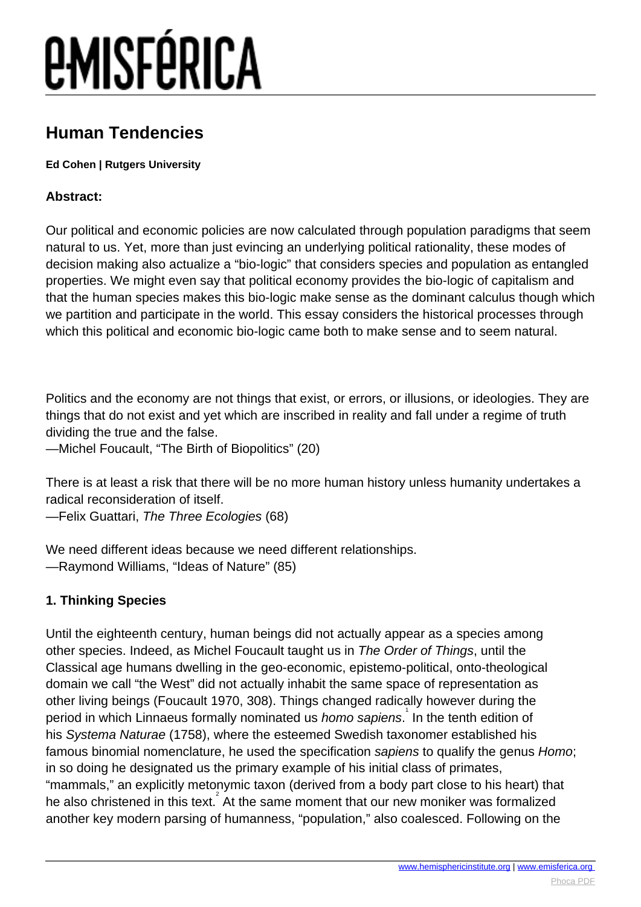# Human Tendencies

**Ed Cohen | Rutgers University**

**Abstract:**

Our political and economic policies are now calculated through population paradigms that seem natural to us. Yet, more than just evincing an underlying political rationality, these modes of decision making also actualize a "bio-logic" that considers species and population as entangled properties. We might even say that political economy provides the bio-logic of capitalism and that the human species makes this bio-logic make sense as the dominant calculus though which we partition and participate in the world. This essay considers the historical processes through which this political and economic bio-logic came both to make sense and to seem natural.

Politics and the economy are not things that exist, or errors, or illusions, or ideologies. They are things that do not exist and yet which are inscribed in reality and fall under a regime of truth dividing the true and the false.
—Michel Foucault, "The Birth of Biopolitics" (20)

There is at least a risk that there will be no more human history unless humanity undertakes a radical reconsideration of itself.
—Felix Guattari, *The Three Ecologies* (68)

We need different ideas because we need different relationships.
—Raymond Williams, "Ideas of Nature" (85)

**1. Thinking Species**

Until the eighteenth century, human beings did not actually appear as a species among other species. Indeed, as Michel Foucault taught us in *The Order of Things*, until the Classical age humans dwelling in the geo-economic, epistemo-political, onto-theological domain we call "the West" did not actually inhabit the same space of representation as other living beings (Foucault 1970, 308). Things changed radically however during the period in which Linnaeus formally nominated us *homo sapiens*.[1] In the tenth edition of his *Systema Naturae* (1758), where the esteemed Swedish taxonomer established his famous binomial nomenclature, he used the specification *sapiens* to qualify the genus *Homo*; in so doing he designated us the primary example of his initial class of primates, "mammals," an explicitly metonymic taxon (derived from a body part close to his heart) that he also christened in this text.[2] At the same moment that our new moniker was formalized another key modern parsing of humanness, "population," also coalesced. Following on the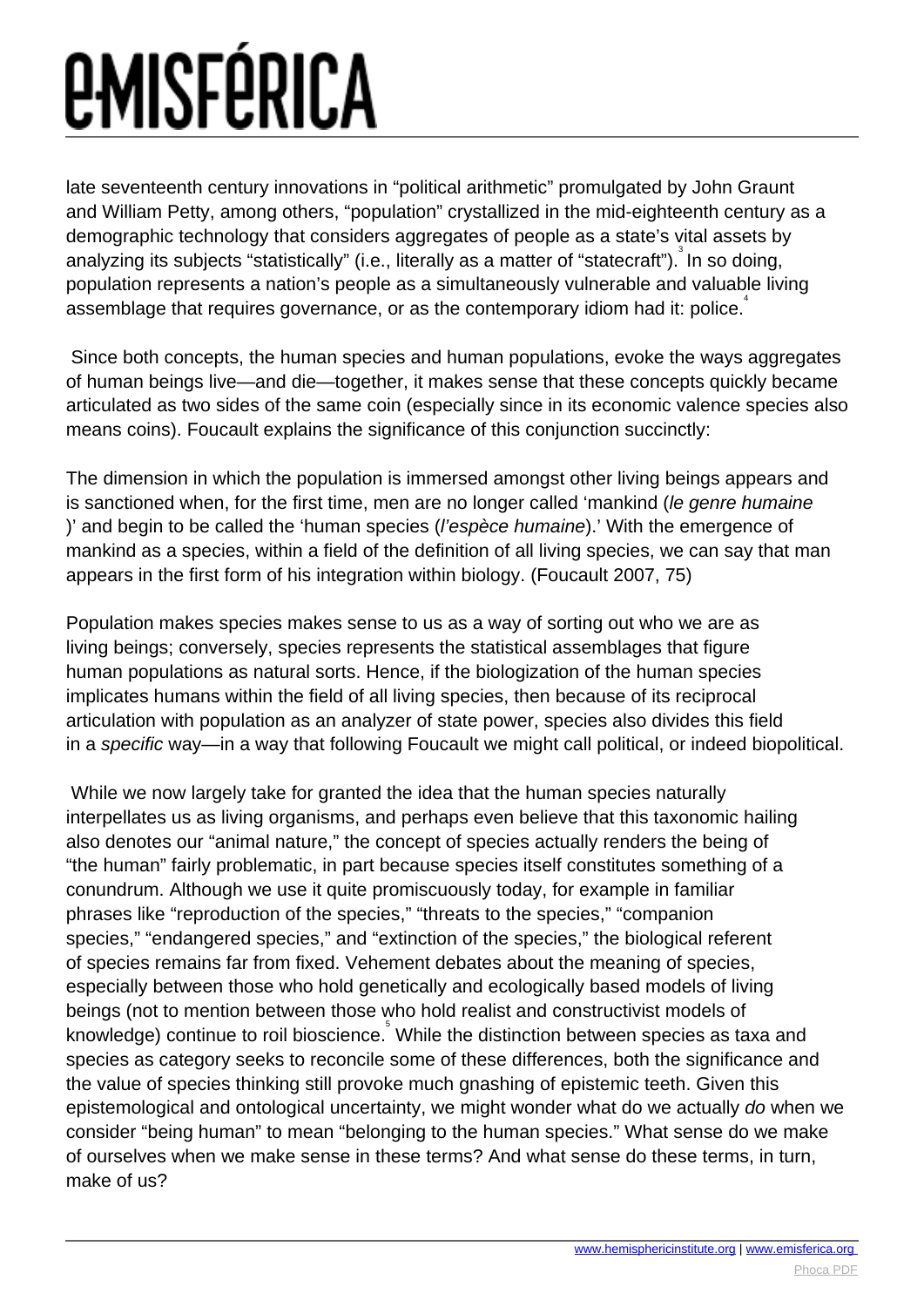late seventeenth century innovations in "political arithmetic" promulgated by John Graunt and William Petty, among others, "population" crystallized in the mid-eighteenth century as a demographic technology that considers aggregates of people as a state's vital assets by analyzing its subjects "statistically" (i.e., literally as a matter of "statecraft").[3] In so doing, population represents a nation's people as a simultaneously vulnerable and valuable living assemblage that requires governance, or as the contemporary idiom had it: police.[4]

Since both concepts, the human species and human populations, evoke the ways aggregates of human beings live—and die—together, it makes sense that these concepts quickly became articulated as two sides of the same coin (especially since in its economic valence species also means coins). Foucault explains the significance of this conjunction succinctly:

The dimension in which the population is immersed amongst other living beings appears and is sanctioned when, for the first time, men are no longer called 'mankind (*le genre humaine*)' and begin to be called the 'human species (*l'espèce humaine*).' With the emergence of mankind as a species, within a field of the definition of all living species, we can say that man appears in the first form of his integration within biology. (Foucault 2007, 75)

Population makes species makes sense to us as a way of sorting out who we are as living beings; conversely, species represents the statistical assemblages that figure human populations as natural sorts. Hence, if the biologization of the human species implicates humans within the field of all living species, then because of its reciprocal articulation with population as an analyzer of state power, species also divides this field in a *specific* way—in a way that following Foucault we might call political, or indeed biopolitical.

While we now largely take for granted the idea that the human species naturally interpellates us as living organisms, and perhaps even believe that this taxonomic hailing also denotes our "animal nature," the concept of species actually renders the being of "the human" fairly problematic, in part because species itself constitutes something of a conundrum. Although we use it quite promiscuously today, for example in familiar phrases like "reproduction of the species," "threats to the species," "companion species," "endangered species," and "extinction of the species," the biological referent of species remains far from fixed. Vehement debates about the meaning of species, especially between those who hold genetically and ecologically based models of living beings (not to mention between those who hold realist and constructivist models of knowledge) continue to roil bioscience.[5] While the distinction between species as taxa and species as category seeks to reconcile some of these differences, both the significance and the value of species thinking still provoke much gnashing of epistemic teeth. Given this epistemological and ontological uncertainty, we might wonder what do we actually *do* when we consider "being human" to mean "belonging to the human species." What sense do we make of ourselves when we make sense in these terms? And what sense do these terms, in turn, make of us?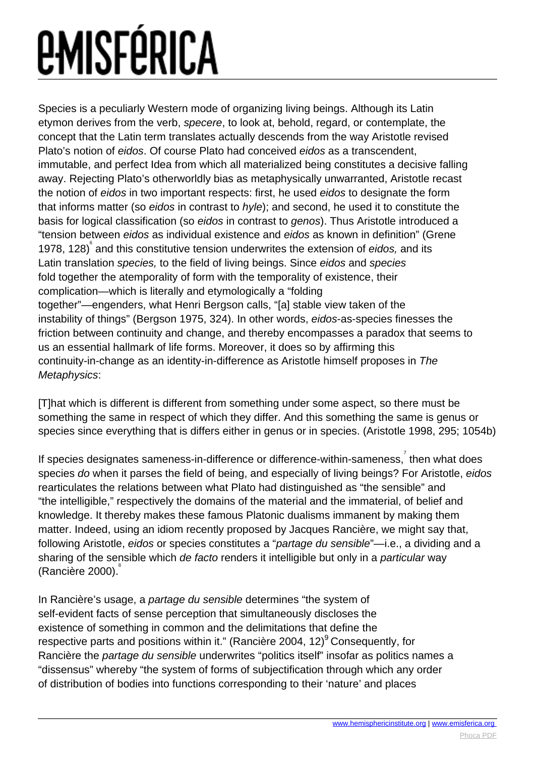Species is a peculiarly Western mode of organizing living beings. Although its Latin etymon derives from the verb, *specere*, to look at, behold, regard, or contemplate, the concept that the Latin term translates actually descends from the way Aristotle revised Plato's notion of *eidos*. Of course Plato had conceived *eidos* as a transcendent, immutable, and perfect Idea from which all materialized being constitutes a decisive falling away. Rejecting Plato's otherworldly bias as metaphysically unwarranted, Aristotle recast the notion of *eidos* in two important respects: first, he used *eidos* to designate the form that informs matter (so *eidos* in contrast to *hyle*); and second, he used it to constitute the basis for logical classification (so *eidos* in contrast to *genos*). Thus Aristotle introduced a "tension between *eidos* as individual existence and *eidos* as known in definition" (Grene 1978, 128)[6] and this constitutive tension underwrites the extension of *eidos,* and its Latin translation *species,* to the field of living beings. Since *eidos* and *species* fold together the atemporality of form with the temporality of existence, their complication—which is literally and etymologically a "folding together"—engenders, what Henri Bergson calls, "[a] stable view taken of the instability of things" (Bergson 1975, 324). In other words, *eidos*-as-species finesses the friction between continuity and change, and thereby encompasses a paradox that seems to us an essential hallmark of life forms. Moreover, it does so by affirming this continuity-in-change as an identity-in-difference as Aristotle himself proposes in *The Metaphysics*:

[T]hat which is different is different from something under some aspect, so there must be something the same in respect of which they differ. And this something the same is genus or species since everything that is differs either in genus or in species. (Aristotle 1998, 295; 1054b)

If species designates sameness-in-difference or difference-within-sameness,[7] then what does species *do* when it parses the field of being, and especially of living beings? For Aristotle, *eidos* rearticulates the relations between what Plato had distinguished as "the sensible" and "the intelligible," respectively the domains of the material and the immaterial, of belief and knowledge. It thereby makes these famous Platonic dualisms immanent by making them matter. Indeed, using an idiom recently proposed by Jacques Rancière, we might say that, following Aristotle, *eidos* or species constitutes a "*partage du sensible*"—i.e., a dividing and a sharing of the sensible which *de facto* renders it intelligible but only in a *particular* way (Rancière 2000).[8]

In Rancière's usage, a *partage du sensible* determines "the system of self-evident facts of sense perception that simultaneously discloses the existence of something in common and the delimitations that define the respective parts and positions within it." (Rancière 2004, 12)[9] Consequently, for Rancière the *partage du sensible* underwrites "politics itself" insofar as politics names a "dissensus" whereby "the system of forms of subjectification through which any order of distribution of bodies into functions corresponding to their 'nature' and places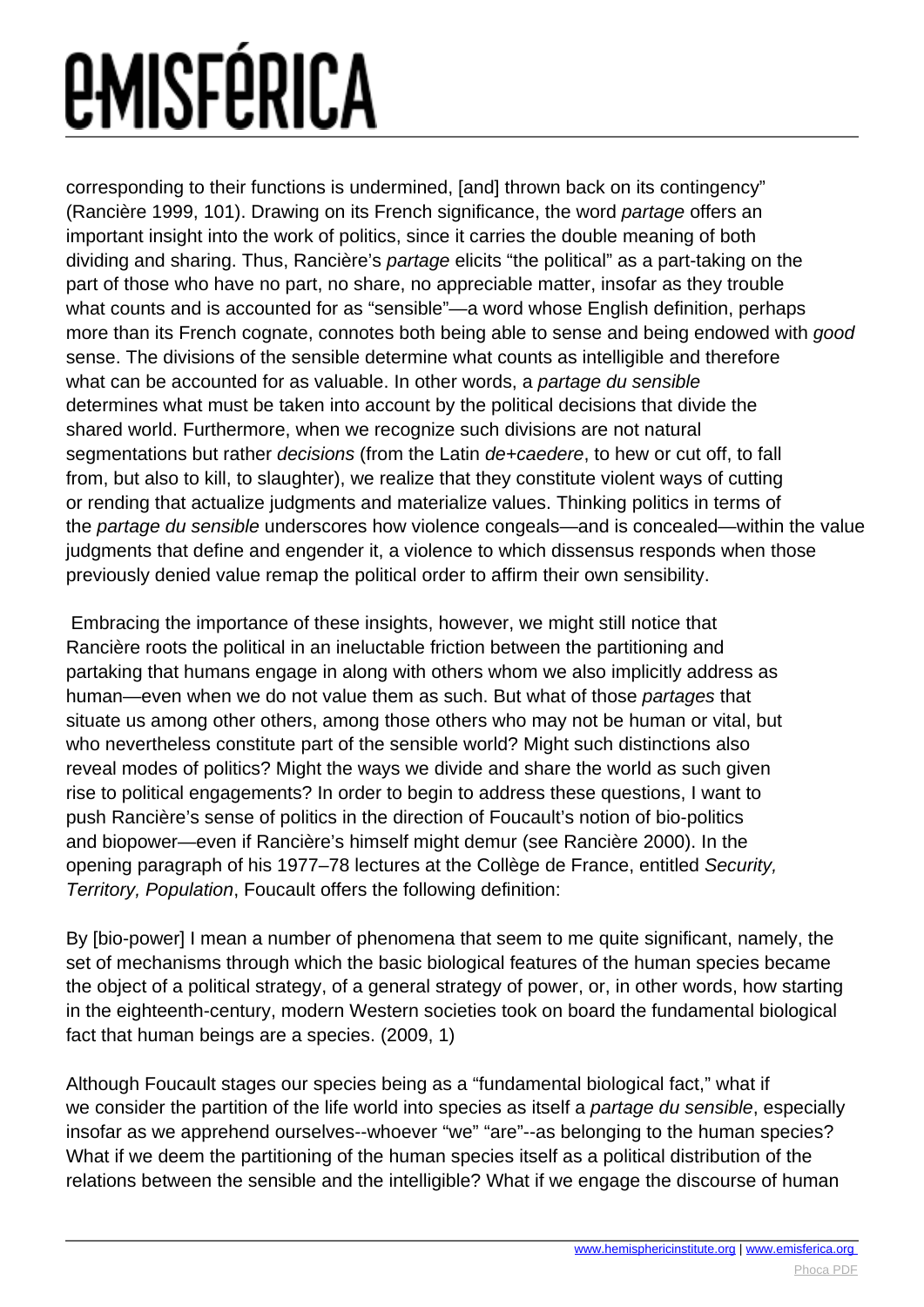corresponding to their functions is undermined, [and] thrown back on its contingency" (Rancière 1999, 101). Drawing on its French significance, the word *partage* offers an important insight into the work of politics, since it carries the double meaning of both dividing and sharing. Thus, Rancière's *partage* elicits "the political" as a part-taking on the part of those who have no part, no share, no appreciable matter, insofar as they trouble what counts and is accounted for as "sensible"—a word whose English definition, perhaps more than its French cognate, connotes both being able to sense and being endowed with *good* sense. The divisions of the sensible determine what counts as intelligible and therefore what can be accounted for as valuable. In other words, a *partage du sensible* determines what must be taken into account by the political decisions that divide the shared world. Furthermore, when we recognize such divisions are not natural segmentations but rather *decisions* (from the Latin *de+caedere*, to hew or cut off, to fall from, but also to kill, to slaughter), we realize that they constitute violent ways of cutting or rending that actualize judgments and materialize values. Thinking politics in terms of the *partage du sensible* underscores how violence congeals—and is concealed—within the value judgments that define and engender it, a violence to which dissensus responds when those previously denied value remap the political order to affirm their own sensibility.

Embracing the importance of these insights, however, we might still notice that Rancière roots the political in an ineluctable friction between the partitioning and partaking that humans engage in along with others whom we also implicitly address as human—even when we do not value them as such. But what of those *partages* that situate us among other others, among those others who may not be human or vital, but who nevertheless constitute part of the sensible world? Might such distinctions also reveal modes of politics? Might the ways we divide and share the world as such given rise to political engagements? In order to begin to address these questions, I want to push Rancière's sense of politics in the direction of Foucault's notion of bio-politics and biopower—even if Rancière's himself might demur (see Rancière 2000). In the opening paragraph of his 1977–78 lectures at the Collège de France, entitled *Security, Territory, Population*, Foucault offers the following definition:

By [bio-power] I mean a number of phenomena that seem to me quite significant, namely, the set of mechanisms through which the basic biological features of the human species became the object of a political strategy, of a general strategy of power, or, in other words, how starting in the eighteenth-century, modern Western societies took on board the fundamental biological fact that human beings are a species. (2009, 1)

Although Foucault stages our species being as a "fundamental biological fact," what if we consider the partition of the life world into species as itself a *partage du sensible*, especially insofar as we apprehend ourselves--whoever "we" "are"--as belonging to the human species? What if we deem the partitioning of the human species itself as a political distribution of the relations between the sensible and the intelligible? What if we engage the discourse of human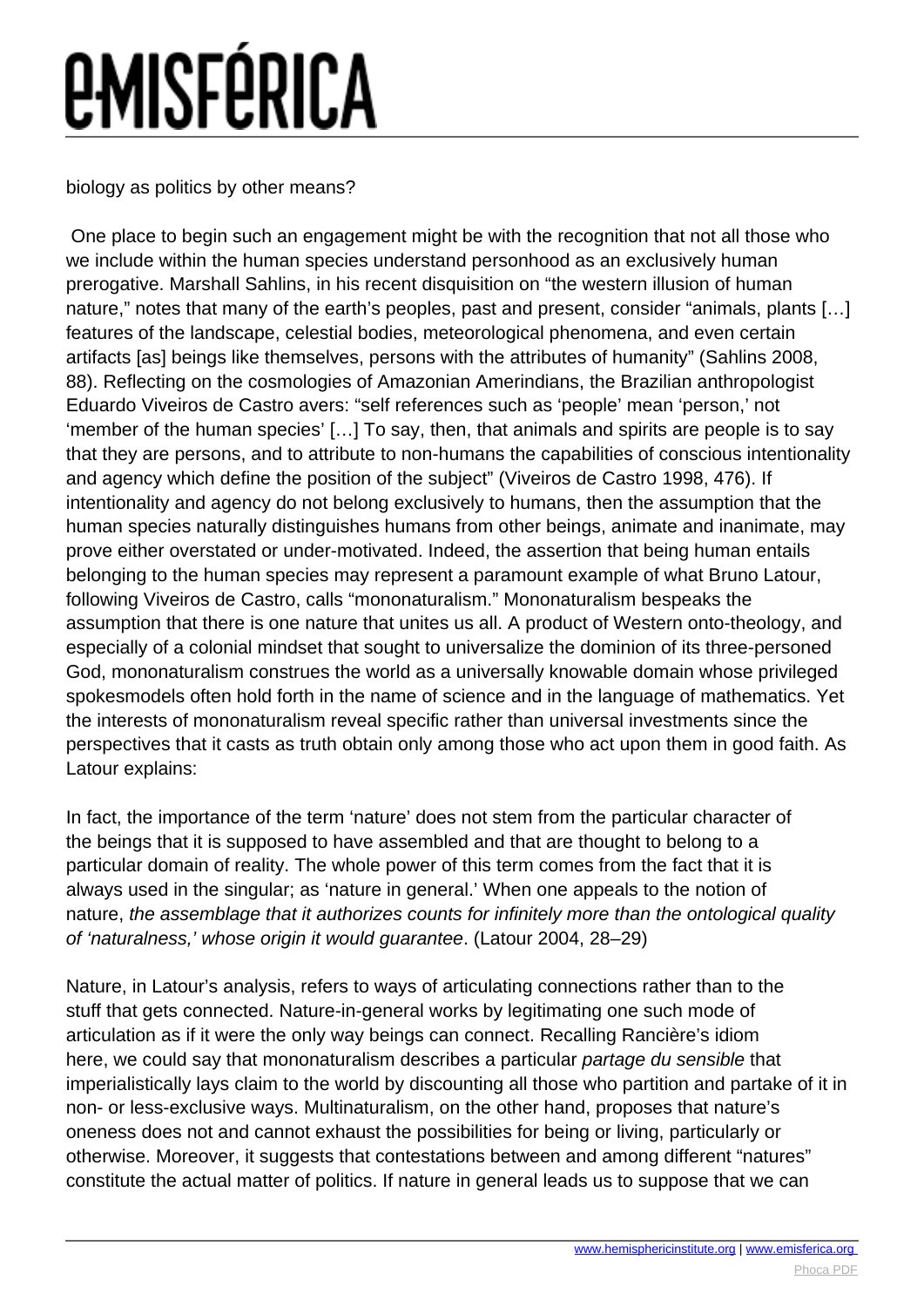biology as politics by other means?

One place to begin such an engagement might be with the recognition that not all those who we include within the human species understand personhood as an exclusively human prerogative. Marshall Sahlins, in his recent disquisition on "the western illusion of human nature," notes that many of the earth's peoples, past and present, consider "animals, plants […] features of the landscape, celestial bodies, meteorological phenomena, and even certain artifacts [as] beings like themselves, persons with the attributes of humanity" (Sahlins 2008, 88). Reflecting on the cosmologies of Amazonian Amerindians, the Brazilian anthropologist Eduardo Viveiros de Castro avers: "self references such as 'people' mean 'person,' not 'member of the human species' […] To say, then, that animals and spirits are people is to say that they are persons, and to attribute to non-humans the capabilities of conscious intentionality and agency which define the position of the subject" (Viveiros de Castro 1998, 476). If intentionality and agency do not belong exclusively to humans, then the assumption that the human species naturally distinguishes humans from other beings, animate and inanimate, may prove either overstated or under-motivated. Indeed, the assertion that being human entails belonging to the human species may represent a paramount example of what Bruno Latour, following Viveiros de Castro, calls "mononaturalism." Mononaturalism bespeaks the assumption that there is one nature that unites us all. A product of Western onto-theology, and especially of a colonial mindset that sought to universalize the dominion of its three-personed God, mononaturalism construes the world as a universally knowable domain whose privileged spokesmodels often hold forth in the name of science and in the language of mathematics. Yet the interests of mononaturalism reveal specific rather than universal investments since the perspectives that it casts as truth obtain only among those who act upon them in good faith. As Latour explains:

In fact, the importance of the term 'nature' does not stem from the particular character of the beings that it is supposed to have assembled and that are thought to belong to a particular domain of reality. The whole power of this term comes from the fact that it is always used in the singular; as 'nature in general.' When one appeals to the notion of nature, *the assemblage that it authorizes counts for infinitely more than the ontological quality of 'naturalness,' whose origin it would guarantee*. (Latour 2004, 28–29)

Nature, in Latour's analysis, refers to ways of articulating connections rather than to the stuff that gets connected. Nature-in-general works by legitimating one such mode of articulation as if it were the only way beings can connect. Recalling Rancière's idiom here, we could say that mononaturalism describes a particular *partage du sensible* that imperialistically lays claim to the world by discounting all those who partition and partake of it in non- or less-exclusive ways. Multinaturalism, on the other hand, proposes that nature's oneness does not and cannot exhaust the possibilities for being or living, particularly or otherwise. Moreover, it suggests that contestations between and among different "natures" constitute the actual matter of politics. If nature in general leads us to suppose that we can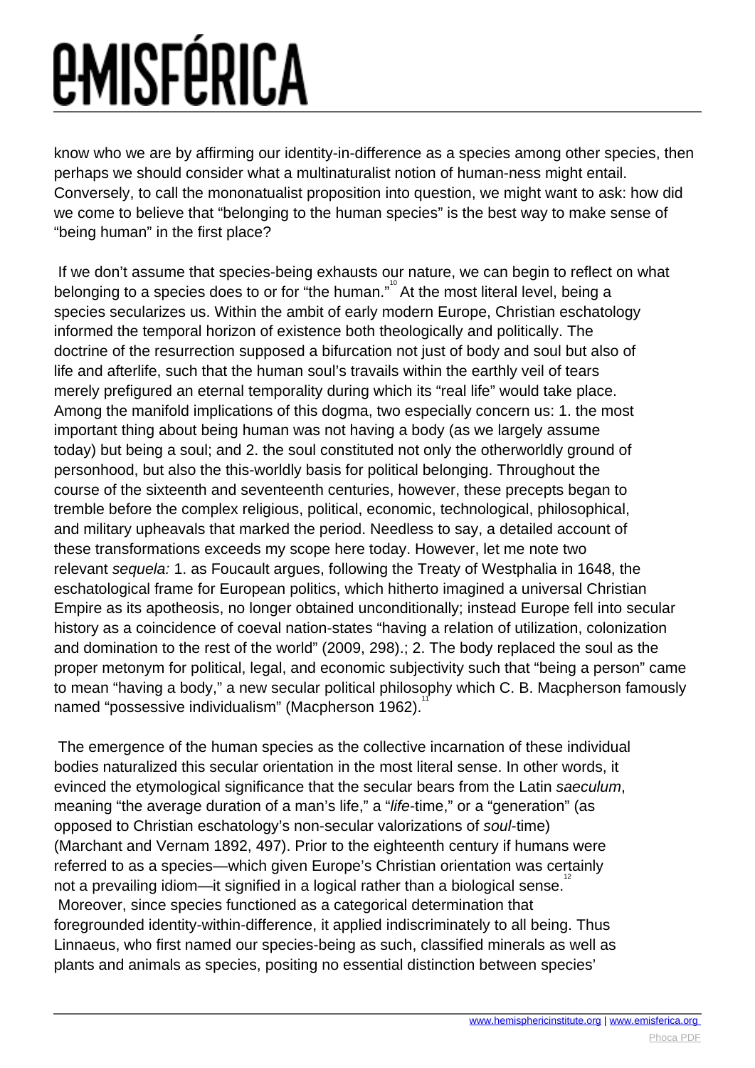know who we are by affirming our identity-in-difference as a species among other species, then perhaps we should consider what a multinaturalist notion of human-ness might entail. Conversely, to call the mononatualist proposition into question, we might want to ask: how did we come to believe that "belonging to the human species" is the best way to make sense of "being human" in the first place?

If we don't assume that species-being exhausts our nature, we can begin to reflect on what belonging to a species does to or for "the human."[10] At the most literal level, being a species secularizes us. Within the ambit of early modern Europe, Christian eschatology informed the temporal horizon of existence both theologically and politically. The doctrine of the resurrection supposed a bifurcation not just of body and soul but also of life and afterlife, such that the human soul's travails within the earthly veil of tears merely prefigured an eternal temporality during which its "real life" would take place. Among the manifold implications of this dogma, two especially concern us: 1. the most important thing about being human was not having a body (as we largely assume today) but being a soul; and 2. the soul constituted not only the otherworldly ground of personhood, but also the this-worldly basis for political belonging. Throughout the course of the sixteenth and seventeenth centuries, however, these precepts began to tremble before the complex religious, political, economic, technological, philosophical, and military upheavals that marked the period. Needless to say, a detailed account of these transformations exceeds my scope here today. However, let me note two relevant *sequela:* 1. as Foucault argues, following the Treaty of Westphalia in 1648, the eschatological frame for European politics, which hitherto imagined a universal Christian Empire as its apotheosis, no longer obtained unconditionally; instead Europe fell into secular history as a coincidence of coeval nation-states "having a relation of utilization, colonization and domination to the rest of the world" (2009, 298).; 2. The body replaced the soul as the proper metonym for political, legal, and economic subjectivity such that "being a person" came to mean "having a body," a new secular political philosophy which C. B. Macpherson famously named "possessive individualism" (Macpherson 1962).[11]

The emergence of the human species as the collective incarnation of these individual bodies naturalized this secular orientation in the most literal sense. In other words, it evinced the etymological significance that the secular bears from the Latin *saeculum*, meaning "the average duration of a man's life," a "*life*-time," or a "generation" (as opposed to Christian eschatology's non-secular valorizations of *soul*-time) (Marchant and Vernam 1892, 497). Prior to the eighteenth century if humans were referred to as a species—which given Europe's Christian orientation was certainly not a prevailing idiom—it signified in a logical rather than a biological sense.[12] Moreover, since species functioned as a categorical determination that foregrounded identity-within-difference, it applied indiscriminately to all being. Thus Linnaeus, who first named our species-being as such, classified minerals as well as plants and animals as species, positing no essential distinction between species'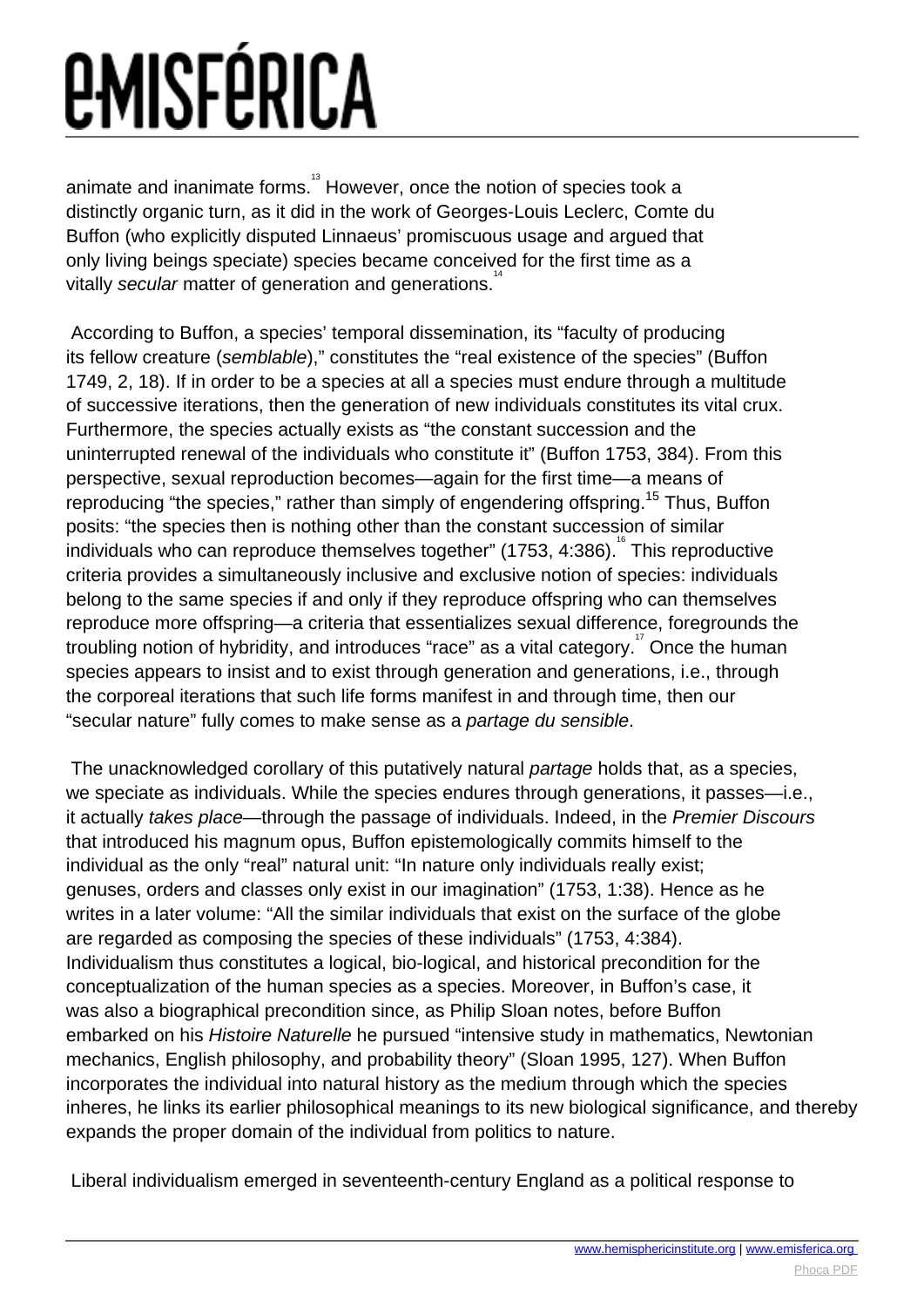animate and inanimate forms.[13] However, once the notion of species took a distinctly organic turn, as it did in the work of Georges-Louis Leclerc, Comte du Buffon (who explicitly disputed Linnaeus' promiscuous usage and argued that only living beings speciate) species became conceived for the first time as a vitally *secular* matter of generation and generations.[14]

According to Buffon, a species' temporal dissemination, its "faculty of producing its fellow creature (*semblable*)," constitutes the "real existence of the species" (Buffon 1749, 2, 18). If in order to be a species at all a species must endure through a multitude of successive iterations, then the generation of new individuals constitutes its vital crux. Furthermore, the species actually exists as "the constant succession and the uninterrupted renewal of the individuals who constitute it" (Buffon 1753, 384). From this perspective, sexual reproduction becomes—again for the first time—a means of reproducing "the species," rather than simply of engendering offspring.[15] Thus, Buffon posits: "the species then is nothing other than the constant succession of similar individuals who can reproduce themselves together" (1753, 4:386).[16] This reproductive criteria provides a simultaneously inclusive and exclusive notion of species: individuals belong to the same species if and only if they reproduce offspring who can themselves reproduce more offspring—a criteria that essentializes sexual difference, foregrounds the troubling notion of hybridity, and introduces "race" as a vital category.[17] Once the human species appears to insist and to exist through generation and generations, i.e., through the corporeal iterations that such life forms manifest in and through time, then our "secular nature" fully comes to make sense as a *partage du sensible*.

The unacknowledged corollary of this putatively natural *partage* holds that, as a species, we speciate as individuals. While the species endures through generations, it passes—i.e., it actually *takes place*—through the passage of individuals. Indeed, in the *Premier Discours* that introduced his magnum opus, Buffon epistemologically commits himself to the individual as the only "real" natural unit: "In nature only individuals really exist; genuses, orders and classes only exist in our imagination" (1753, 1:38). Hence as he writes in a later volume: "All the similar individuals that exist on the surface of the globe are regarded as composing the species of these individuals" (1753, 4:384). Individualism thus constitutes a logical, bio-logical, and historical precondition for the conceptualization of the human species as a species. Moreover, in Buffon's case, it was also a biographical precondition since, as Philip Sloan notes, before Buffon embarked on his *Histoire Naturelle* he pursued "intensive study in mathematics, Newtonian mechanics, English philosophy, and probability theory" (Sloan 1995, 127). When Buffon incorporates the individual into natural history as the medium through which the species inheres, he links its earlier philosophical meanings to its new biological significance, and thereby expands the proper domain of the individual from politics to nature.

Liberal individualism emerged in seventeenth-century England as a political response to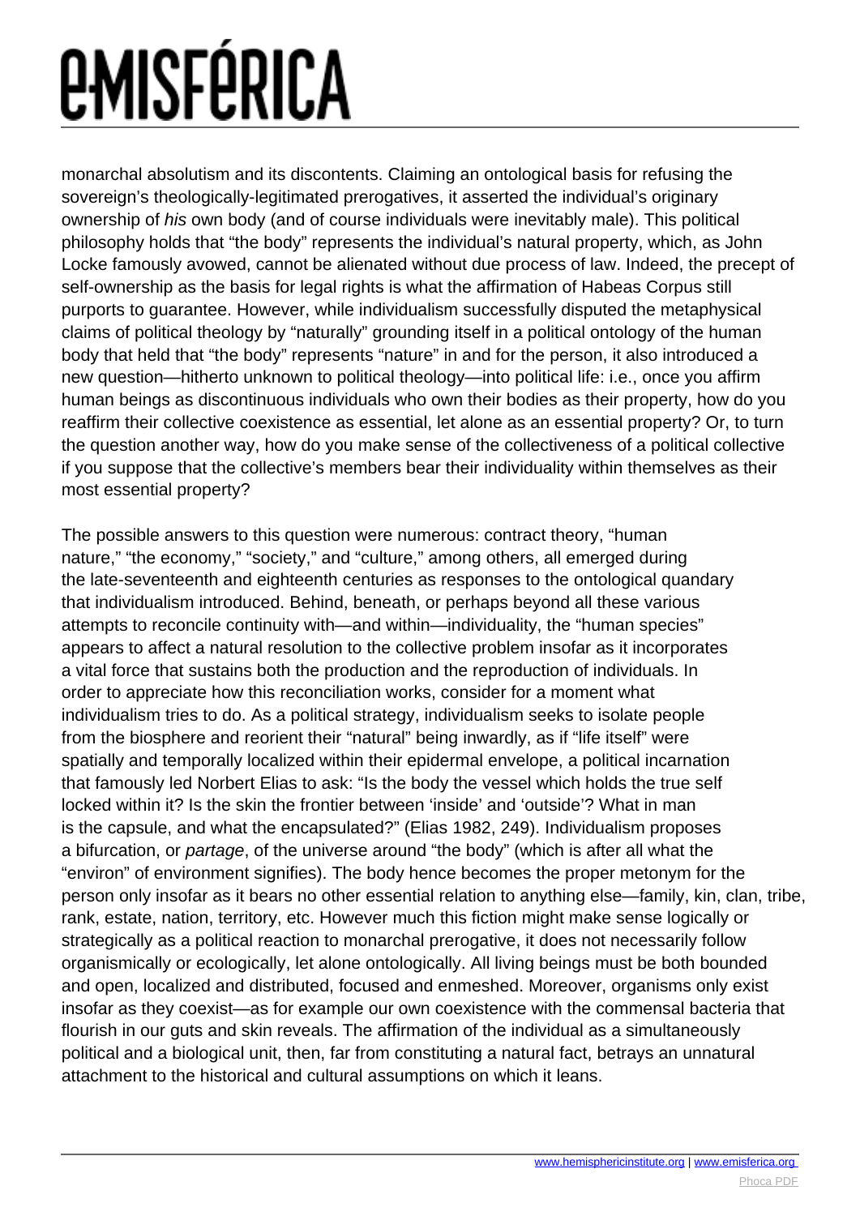monarchal absolutism and its discontents. Claiming an ontological basis for refusing the sovereign's theologically-legitimated prerogatives, it asserted the individual's originary ownership of *his* own body (and of course individuals were inevitably male). This political philosophy holds that "the body" represents the individual's natural property, which, as John Locke famously avowed, cannot be alienated without due process of law. Indeed, the precept of self-ownership as the basis for legal rights is what the affirmation of Habeas Corpus still purports to guarantee. However, while individualism successfully disputed the metaphysical claims of political theology by "naturally" grounding itself in a political ontology of the human body that held that "the body" represents "nature" in and for the person, it also introduced a new question—hitherto unknown to political theology—into political life: i.e., once you affirm human beings as discontinuous individuals who own their bodies as their property, how do you reaffirm their collective coexistence as essential, let alone as an essential property? Or, to turn the question another way, how do you make sense of the collectiveness of a political collective if you suppose that the collective's members bear their individuality within themselves as their most essential property?

The possible answers to this question were numerous: contract theory, "human nature," "the economy," "society," and "culture," among others, all emerged during the late-seventeenth and eighteenth centuries as responses to the ontological quandary that individualism introduced. Behind, beneath, or perhaps beyond all these various attempts to reconcile continuity with—and within—individuality, the "human species" appears to affect a natural resolution to the collective problem insofar as it incorporates a vital force that sustains both the production and the reproduction of individuals. In order to appreciate how this reconciliation works, consider for a moment what individualism tries to do. As a political strategy, individualism seeks to isolate people from the biosphere and reorient their "natural" being inwardly, as if "life itself" were spatially and temporally localized within their epidermal envelope, a political incarnation that famously led Norbert Elias to ask: "Is the body the vessel which holds the true self locked within it? Is the skin the frontier between 'inside' and 'outside'? What in man is the capsule, and what the encapsulated?" (Elias 1982, 249). Individualism proposes a bifurcation, or *partage*, of the universe around "the body" (which is after all what the "environ" of environment signifies). The body hence becomes the proper metonym for the person only insofar as it bears no other essential relation to anything else—family, kin, clan, tribe, rank, estate, nation, territory, etc. However much this fiction might make sense logically or strategically as a political reaction to monarchal prerogative, it does not necessarily follow organismically or ecologically, let alone ontologically. All living beings must be both bounded and open, localized and distributed, focused and enmeshed. Moreover, organisms only exist insofar as they coexist—as for example our own coexistence with the commensal bacteria that flourish in our guts and skin reveals. The affirmation of the individual as a simultaneously political and a biological unit, then, far from constituting a natural fact, betrays an unnatural attachment to the historical and cultural assumptions on which it leans.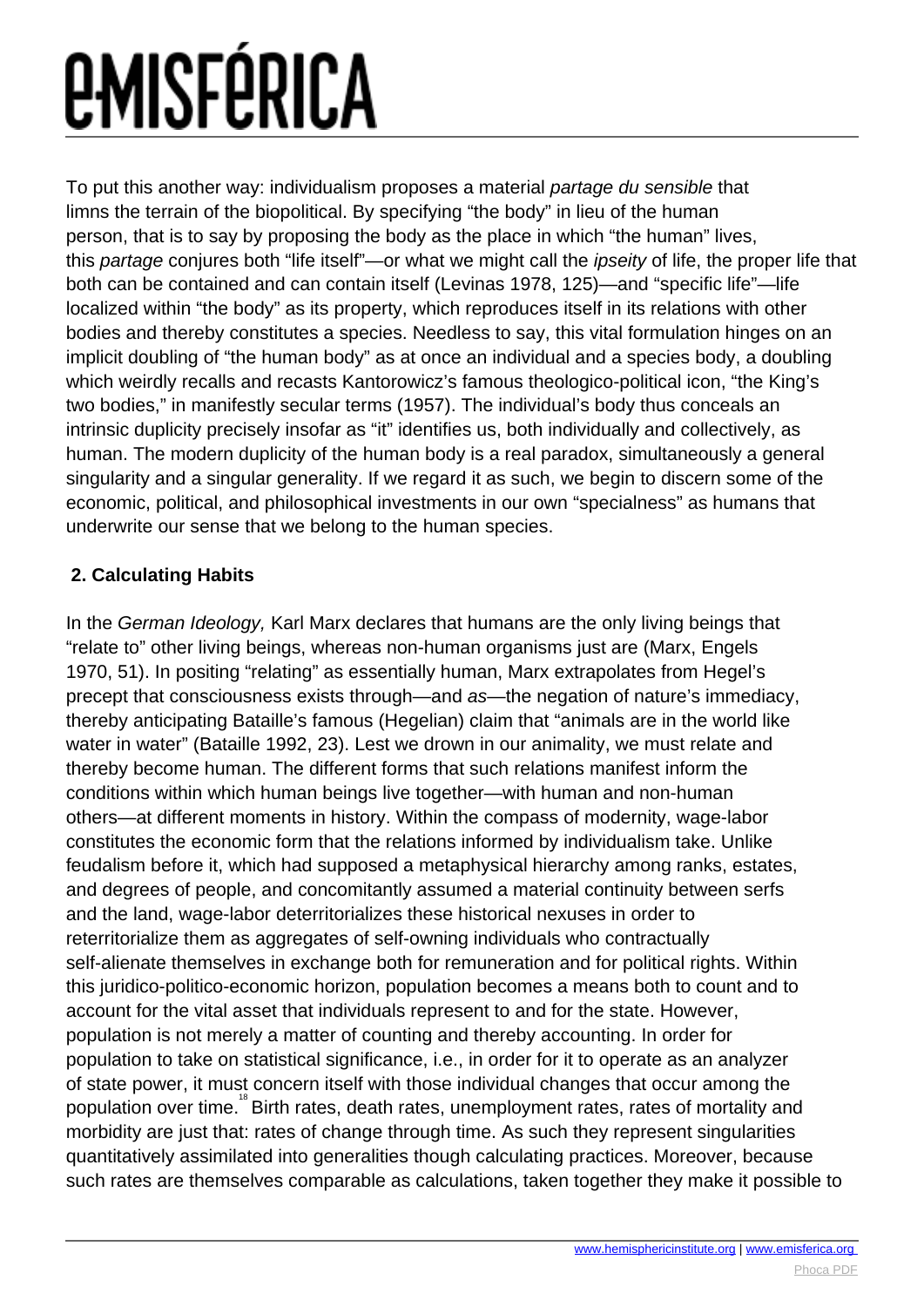To put this another way: individualism proposes a material *partage du sensible* that limns the terrain of the biopolitical. By specifying "the body" in lieu of the human person, that is to say by proposing the body as the place in which "the human" lives, this *partage* conjures both "life itself"—or what we might call the *ipseity* of life, the proper life that both can be contained and can contain itself (Levinas 1978, 125)—and "specific life"—life localized within "the body" as its property, which reproduces itself in its relations with other bodies and thereby constitutes a species. Needless to say, this vital formulation hinges on an implicit doubling of "the human body" as at once an individual and a species body, a doubling which weirdly recalls and recasts Kantorowicz's famous theologico-political icon, "the King's two bodies," in manifestly secular terms (1957). The individual's body thus conceals an intrinsic duplicity precisely insofar as "it" identifies us, both individually and collectively, as human. The modern duplicity of the human body is a real paradox, simultaneously a general singularity and a singular generality. If we regard it as such, we begin to discern some of the economic, political, and philosophical investments in our own "specialness" as humans that underwrite our sense that we belong to the human species.

## 2. Calculating Habits

In the *German Ideology,* Karl Marx declares that humans are the only living beings that "relate to" other living beings, whereas non-human organisms just are (Marx, Engels 1970, 51). In positing "relating" as essentially human, Marx extrapolates from Hegel's precept that consciousness exists through—and *as*—the negation of nature's immediacy, thereby anticipating Bataille's famous (Hegelian) claim that "animals are in the world like water in water" (Bataille 1992, 23). Lest we drown in our animality, we must relate and thereby become human. The different forms that such relations manifest inform the conditions within which human beings live together—with human and non-human others—at different moments in history. Within the compass of modernity, wage-labor constitutes the economic form that the relations informed by individualism take. Unlike feudalism before it, which had supposed a metaphysical hierarchy among ranks, estates, and degrees of people, and concomitantly assumed a material continuity between serfs and the land, wage-labor deterritorializes these historical nexuses in order to reterritorialize them as aggregates of self-owning individuals who contractually self-alienate themselves in exchange both for remuneration and for political rights. Within this juridico-politico-economic horizon, population becomes a means both to count and to account for the vital asset that individuals represent to and for the state. However, population is not merely a matter of counting and thereby accounting. In order for population to take on statistical significance, i.e., in order for it to operate as an analyzer of state power, it must concern itself with those individual changes that occur among the population over time.[18] Birth rates, death rates, unemployment rates, rates of mortality and morbidity are just that: rates of change through time. As such they represent singularities quantitatively assimilated into generalities though calculating practices. Moreover, because such rates are themselves comparable as calculations, taken together they make it possible to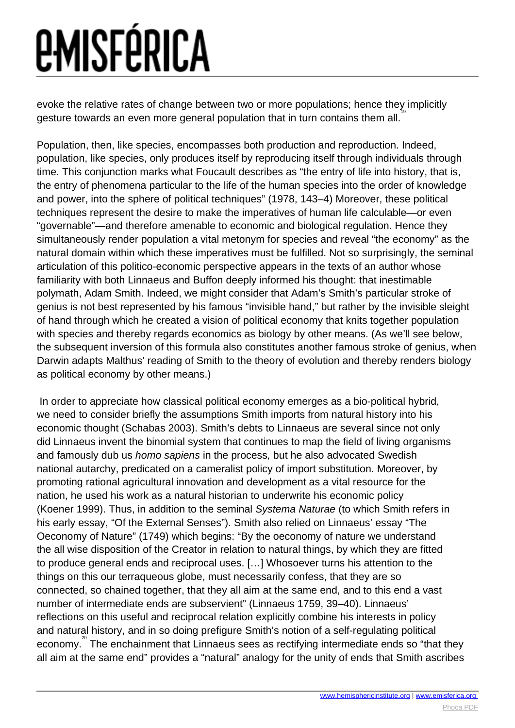evoke the relative rates of change between two or more populations; hence they implicitly gesture towards an even more general population that in turn contains them all.[19]

Population, then, like species, encompasses both production and reproduction. Indeed, population, like species, only produces itself by reproducing itself through individuals through time. This conjunction marks what Foucault describes as "the entry of life into history, that is, the entry of phenomena particular to the life of the human species into the order of knowledge and power, into the sphere of political techniques" (1978, 143–4) Moreover, these political techniques represent the desire to make the imperatives of human life calculable—or even "governable"—and therefore amenable to economic and biological regulation. Hence they simultaneously render population a vital metonym for species and reveal "the economy" as the natural domain within which these imperatives must be fulfilled. Not so surprisingly, the seminal articulation of this politico-economic perspective appears in the texts of an author whose familiarity with both Linnaeus and Buffon deeply informed his thought: that inestimable polymath, Adam Smith. Indeed, we might consider that Adam's Smith's particular stroke of genius is not best represented by his famous "invisible hand," but rather by the invisible sleight of hand through which he created a vision of political economy that knits together population with species and thereby regards economics as biology by other means. (As we'll see below, the subsequent inversion of this formula also constitutes another famous stroke of genius, when Darwin adapts Malthus' reading of Smith to the theory of evolution and thereby renders biology as political economy by other means.)

In order to appreciate how classical political economy emerges as a bio-political hybrid, we need to consider briefly the assumptions Smith imports from natural history into his economic thought (Schabas 2003). Smith's debts to Linnaeus are several since not only did Linnaeus invent the binomial system that continues to map the field of living organisms and famously dub us *homo sapiens* in the process, but he also advocated Swedish national autarchy, predicated on a cameralist policy of import substitution. Moreover, by promoting rational agricultural innovation and development as a vital resource for the nation, he used his work as a natural historian to underwrite his economic policy (Koener 1999). Thus, in addition to the seminal *Systema Naturae* (to which Smith refers in his early essay, "Of the External Senses"). Smith also relied on Linnaeus' essay "The Oeconomy of Nature" (1749) which begins: "By the oeconomy of nature we understand the all wise disposition of the Creator in relation to natural things, by which they are fitted to produce general ends and reciprocal uses. […] Whosoever turns his attention to the things on this our terraqueous globe, must necessarily confess, that they are so connected, so chained together, that they all aim at the same end, and to this end a vast number of intermediate ends are subservient" (Linnaeus 1759, 39–40). Linnaeus' reflections on this useful and reciprocal relation explicitly combine his interests in policy and natural history, and in so doing prefigure Smith's notion of a self-regulating political economy.[20] The enchainment that Linnaeus sees as rectifying intermediate ends so "that they all aim at the same end" provides a "natural" analogy for the unity of ends that Smith ascribes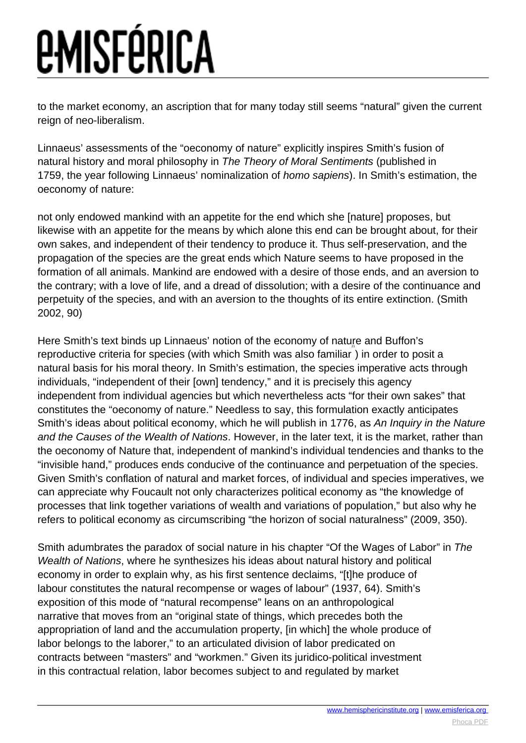to the market economy, an ascription that for many today still seems "natural" given the current reign of neo-liberalism.

Linnaeus' assessments of the "oeconomy of nature" explicitly inspires Smith's fusion of natural history and moral philosophy in *The Theory of Moral Sentiments* (published in 1759, the year following Linnaeus' nominalization of *homo sapiens*). In Smith's estimation, the oeconomy of nature:

not only endowed mankind with an appetite for the end which she [nature] proposes, but likewise with an appetite for the means by which alone this end can be brought about, for their own sakes, and independent of their tendency to produce it. Thus self-preservation, and the propagation of the species are the great ends which Nature seems to have proposed in the formation of all animals. Mankind are endowed with a desire of those ends, and an aversion to the contrary; with a love of life, and a dread of dissolution; with a desire of the continuance and perpetuity of the species, and with an aversion to the thoughts of its entire extinction. (Smith 2002, 90)

Here Smith's text binds up Linnaeus' notion of the economy of nature and Buffon's reproductive criteria for species (with which Smith was also familiar[21]) in order to posit a natural basis for his moral theory. In Smith's estimation, the species imperative acts through individuals, "independent of their [own] tendency," and it is precisely this agency independent from individual agencies but which nevertheless acts "for their own sakes" that constitutes the "oeconomy of nature." Needless to say, this formulation exactly anticipates Smith's ideas about political economy, which he will publish in 1776, as *An Inquiry in the Nature and the Causes of the Wealth of Nations*. However, in the later text, it is the market, rather than the oeconomy of Nature that, independent of mankind's individual tendencies and thanks to the "invisible hand," produces ends conducive of the continuance and perpetuation of the species. Given Smith's conflation of natural and market forces, of individual and species imperatives, we can appreciate why Foucault not only characterizes political economy as "the knowledge of processes that link together variations of wealth and variations of population," but also why he refers to political economy as circumscribing "the horizon of social naturalness" (2009, 350).

Smith adumbrates the paradox of social nature in his chapter "Of the Wages of Labor" in *The Wealth of Nations*, where he synthesizes his ideas about natural history and political economy in order to explain why, as his first sentence declaims, "[t]he produce of labour constitutes the natural recompense or wages of labour" (1937, 64). Smith's exposition of this mode of "natural recompense" leans on an anthropological narrative that moves from an "original state of things, which precedes both the appropriation of land and the accumulation property, [in which] the whole produce of labor belongs to the laborer," to an articulated division of labor predicated on contracts between "masters" and "workmen." Given its juridico-political investment in this contractual relation, labor becomes subject to and regulated by market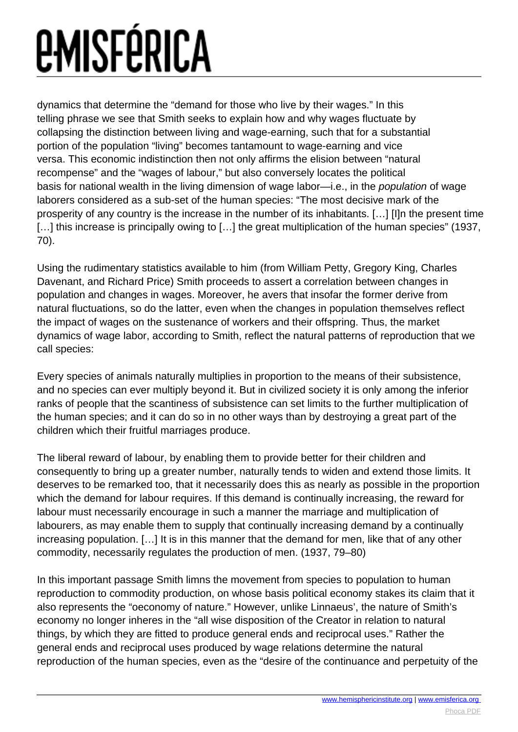dynamics that determine the "demand for those who live by their wages." In this telling phrase we see that Smith seeks to explain how and why wages fluctuate by collapsing the distinction between living and wage-earning, such that for a substantial portion of the population "living" becomes tantamount to wage-earning and vice versa. This economic indistinction then not only affirms the elision between "natural recompense" and the "wages of labour," but also conversely locates the political basis for national wealth in the living dimension of wage labor—i.e., in the *population* of wage laborers considered as a sub-set of the human species: "The most decisive mark of the prosperity of any country is the increase in the number of its inhabitants. […] [I]n the present time […] this increase is principally owing to […] the great multiplication of the human species" (1937, 70).

Using the rudimentary statistics available to him (from William Petty, Gregory King, Charles Davenant, and Richard Price) Smith proceeds to assert a correlation between changes in population and changes in wages. Moreover, he avers that insofar the former derive from natural fluctuations, so do the latter, even when the changes in population themselves reflect the impact of wages on the sustenance of workers and their offspring. Thus, the market dynamics of wage labor, according to Smith, reflect the natural patterns of reproduction that we call species:

Every species of animals naturally multiplies in proportion to the means of their subsistence, and no species can ever multiply beyond it. But in civilized society it is only among the inferior ranks of people that the scantiness of subsistence can set limits to the further multiplication of the human species; and it can do so in no other ways than by destroying a great part of the children which their fruitful marriages produce.

The liberal reward of labour, by enabling them to provide better for their children and consequently to bring up a greater number, naturally tends to widen and extend those limits. It deserves to be remarked too, that it necessarily does this as nearly as possible in the proportion which the demand for labour requires. If this demand is continually increasing, the reward for labour must necessarily encourage in such a manner the marriage and multiplication of labourers, as may enable them to supply that continually increasing demand by a continually increasing population. […] It is in this manner that the demand for men, like that of any other commodity, necessarily regulates the production of men. (1937, 79–80)

In this important passage Smith limns the movement from species to population to human reproduction to commodity production, on whose basis political economy stakes its claim that it also represents the "oeconomy of nature." However, unlike Linnaeus', the nature of Smith's economy no longer inheres in the "all wise disposition of the Creator in relation to natural things, by which they are fitted to produce general ends and reciprocal uses." Rather the general ends and reciprocal uses produced by wage relations determine the natural reproduction of the human species, even as the "desire of the continuance and perpetuity of the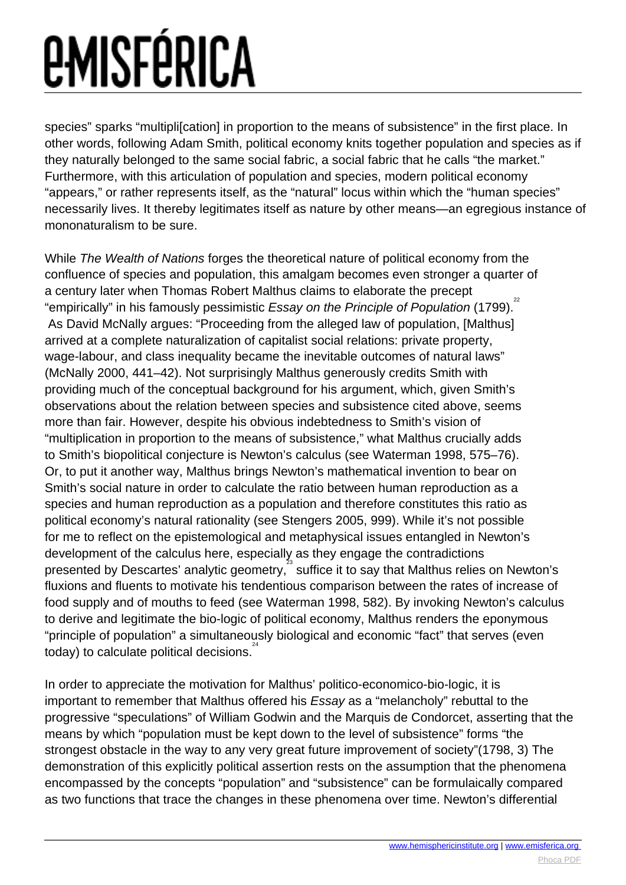species" sparks "multipli[cation] in proportion to the means of subsistence" in the first place. In other words, following Adam Smith, political economy knits together population and species as if they naturally belonged to the same social fabric, a social fabric that he calls "the market." Furthermore, with this articulation of population and species, modern political economy "appears," or rather represents itself, as the "natural" locus within which the "human species" necessarily lives. It thereby legitimates itself as nature by other means—an egregious instance of mononaturalism to be sure.

While *The Wealth of Nations* forges the theoretical nature of political economy from the confluence of species and population, this amalgam becomes even stronger a quarter of a century later when Thomas Robert Malthus claims to elaborate the precept "empirically" in his famously pessimistic *Essay on the Principle of Population* (1799).[22] As David McNally argues: "Proceeding from the alleged law of population, [Malthus] arrived at a complete naturalization of capitalist social relations: private property, wage-labour, and class inequality became the inevitable outcomes of natural laws" (McNally 2000, 441–42). Not surprisingly Malthus generously credits Smith with providing much of the conceptual background for his argument, which, given Smith's observations about the relation between species and subsistence cited above, seems more than fair. However, despite his obvious indebtedness to Smith's vision of "multiplication in proportion to the means of subsistence," what Malthus crucially adds to Smith's biopolitical conjecture is Newton's calculus (see Waterman 1998, 575–76). Or, to put it another way, Malthus brings Newton's mathematical invention to bear on Smith's social nature in order to calculate the ratio between human reproduction as a species and human reproduction as a population and therefore constitutes this ratio as political economy's natural rationality (see Stengers 2005, 999). While it's not possible for me to reflect on the epistemological and metaphysical issues entangled in Newton's development of the calculus here, especially as they engage the contradictions presented by Descartes' analytic geometry,[23] suffice it to say that Malthus relies on Newton's fluxions and fluents to motivate his tendentious comparison between the rates of increase of food supply and of mouths to feed (see Waterman 1998, 582). By invoking Newton's calculus to derive and legitimate the bio-logic of political economy, Malthus renders the eponymous "principle of population" a simultaneously biological and economic "fact" that serves (even today) to calculate political decisions.[24]

In order to appreciate the motivation for Malthus' politico-economico-bio-logic, it is important to remember that Malthus offered his *Essay* as a "melancholy" rebuttal to the progressive "speculations" of William Godwin and the Marquis de Condorcet, asserting that the means by which "population must be kept down to the level of subsistence" forms "the strongest obstacle in the way to any very great future improvement of society"(1798, 3) The demonstration of this explicitly political assertion rests on the assumption that the phenomena encompassed by the concepts "population" and "subsistence" can be formulaically compared as two functions that trace the changes in these phenomena over time. Newton's differential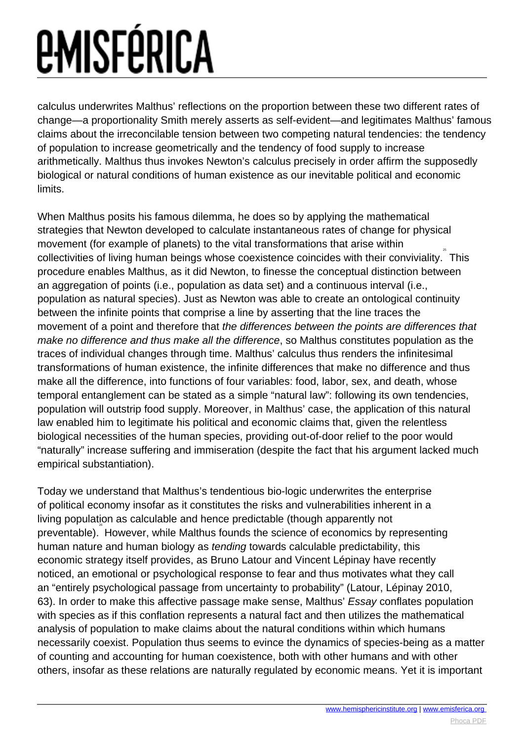calculus underwrites Malthus' reflections on the proportion between these two different rates of change—a proportionality Smith merely asserts as self-evident—and legitimates Malthus' famous claims about the irreconcilable tension between two competing natural tendencies: the tendency of population to increase geometrically and the tendency of food supply to increase arithmetically. Malthus thus invokes Newton's calculus precisely in order affirm the supposedly biological or natural conditions of human existence as our inevitable political and economic limits.

When Malthus posits his famous dilemma, he does so by applying the mathematical strategies that Newton developed to calculate instantaneous rates of change for physical movement (for example of planets) to the vital transformations that arise within collectivities of living human beings whose coexistence coincides with their conviviality.[25] This procedure enables Malthus, as it did Newton, to finesse the conceptual distinction between an aggregation of points (i.e., population as data set) and a continuous interval (i.e., population as natural species). Just as Newton was able to create an ontological continuity between the infinite points that comprise a line by asserting that the line traces the movement of a point and therefore that *the differences between the points are differences that make no difference and thus make all the difference*, so Malthus constitutes population as the traces of individual changes through time. Malthus' calculus thus renders the infinitesimal transformations of human existence, the infinite differences that make no difference and thus make all the difference, into functions of four variables: food, labor, sex, and death, whose temporal entanglement can be stated as a simple "natural law": following its own tendencies, population will outstrip food supply. Moreover, in Malthus' case, the application of this natural law enabled him to legitimate his political and economic claims that, given the relentless biological necessities of the human species, providing out-of-door relief to the poor would "naturally" increase suffering and immiseration (despite the fact that his argument lacked much empirical substantiation).

Today we understand that Malthus's tendentious bio-logic underwrites the enterprise of political economy insofar as it constitutes the risks and vulnerabilities inherent in a living population as calculable and hence predictable (though apparently not preventable).[26] However, while Malthus founds the science of economics by representing human nature and human biology as *tending* towards calculable predictability, this economic strategy itself provides, as Bruno Latour and Vincent Lépinay have recently noticed, an emotional or psychological response to fear and thus motivates what they call an "entirely psychological passage from uncertainty to probability" (Latour, Lépinay 2010, 63). In order to make this affective passage make sense, Malthus' *Essay* conflates population with species as if this conflation represents a natural fact and then utilizes the mathematical analysis of population to make claims about the natural conditions within which humans necessarily coexist. Population thus seems to evince the dynamics of species-being as a matter of counting and accounting for human coexistence, both with other humans and with other others, insofar as these relations are naturally regulated by economic means. Yet it is important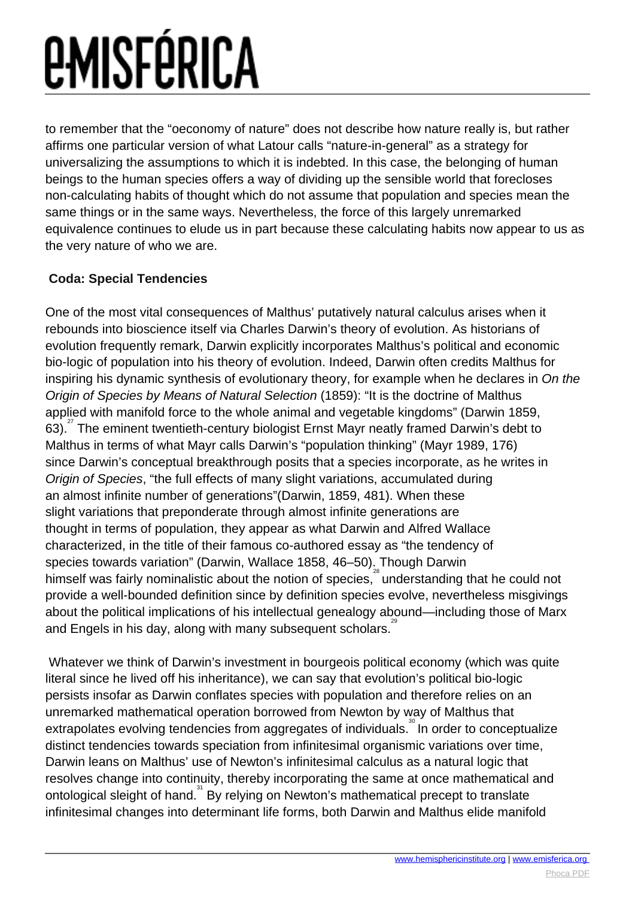to remember that the "oeconomy of nature" does not describe how nature really is, but rather affirms one particular version of what Latour calls "nature-in-general" as a strategy for universalizing the assumptions to which it is indebted. In this case, the belonging of human beings to the human species offers a way of dividing up the sensible world that forecloses non-calculating habits of thought which do not assume that population and species mean the same things or in the same ways. Nevertheless, the force of this largely unremarked equivalence continues to elude us in part because these calculating habits now appear to us as the very nature of who we are.

**Coda: Special Tendencies**

One of the most vital consequences of Malthus' putatively natural calculus arises when it rebounds into bioscience itself via Charles Darwin's theory of evolution. As historians of evolution frequently remark, Darwin explicitly incorporates Malthus's political and economic bio-logic of population into his theory of evolution. Indeed, Darwin often credits Malthus for inspiring his dynamic synthesis of evolutionary theory, for example when he declares in *On the Origin of Species by Means of Natural Selection* (1859): "It is the doctrine of Malthus applied with manifold force to the whole animal and vegetable kingdoms" (Darwin 1859, 63).[27] The eminent twentieth-century biologist Ernst Mayr neatly framed Darwin's debt to Malthus in terms of what Mayr calls Darwin's "population thinking" (Mayr 1989, 176) since Darwin's conceptual breakthrough posits that a species incorporate, as he writes in *Origin of Species*, "the full effects of many slight variations, accumulated during an almost infinite number of generations"(Darwin, 1859, 481). When these slight variations that preponderate through almost infinite generations are thought in terms of population, they appear as what Darwin and Alfred Wallace characterized, in the title of their famous co-authored essay as "the tendency of species towards variation" (Darwin, Wallace 1858, 46–50). Though Darwin himself was fairly nominalistic about the notion of species,[28] understanding that he could not provide a well-bounded definition since by definition species evolve, nevertheless misgivings about the political implications of his intellectual genealogy abound—including those of Marx and Engels in his day, along with many subsequent scholars.[29]

Whatever we think of Darwin's investment in bourgeois political economy (which was quite literal since he lived off his inheritance), we can say that evolution's political bio-logic persists insofar as Darwin conflates species with population and therefore relies on an unremarked mathematical operation borrowed from Newton by way of Malthus that extrapolates evolving tendencies from aggregates of individuals.[30] In order to conceptualize distinct tendencies towards speciation from infinitesimal organismic variations over time, Darwin leans on Malthus' use of Newton's infinitesimal calculus as a natural logic that resolves change into continuity, thereby incorporating the same at once mathematical and ontological sleight of hand.[31] By relying on Newton's mathematical precept to translate infinitesimal changes into determinant life forms, both Darwin and Malthus elide manifold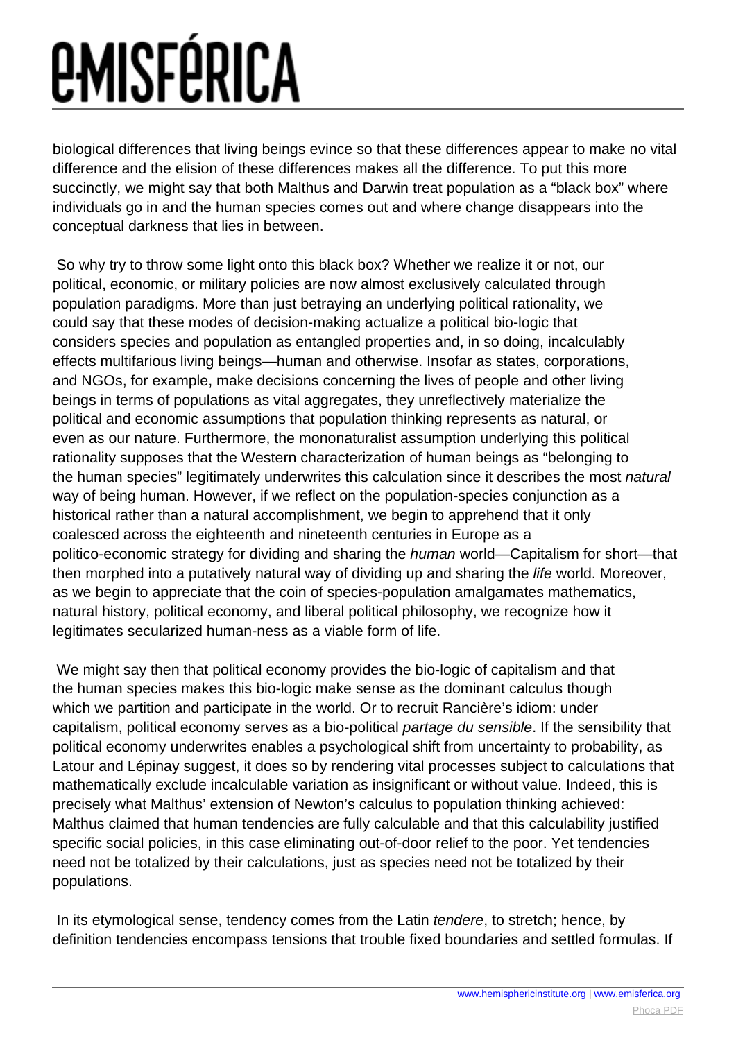biological differences that living beings evince so that these differences appear to make no vital difference and the elision of these differences makes all the difference. To put this more succinctly, we might say that both Malthus and Darwin treat population as a "black box" where individuals go in and the human species comes out and where change disappears into the conceptual darkness that lies in between.

So why try to throw some light onto this black box? Whether we realize it or not, our political, economic, or military policies are now almost exclusively calculated through population paradigms. More than just betraying an underlying political rationality, we could say that these modes of decision-making actualize a political bio-logic that considers species and population as entangled properties and, in so doing, incalculably effects multifarious living beings—human and otherwise. Insofar as states, corporations, and NGOs, for example, make decisions concerning the lives of people and other living beings in terms of populations as vital aggregates, they unreflectively materialize the political and economic assumptions that population thinking represents as natural, or even as our nature. Furthermore, the mononaturalist assumption underlying this political rationality supposes that the Western characterization of human beings as "belonging to the human species" legitimately underwrites this calculation since it describes the most *natural* way of being human. However, if we reflect on the population-species conjunction as a historical rather than a natural accomplishment, we begin to apprehend that it only coalesced across the eighteenth and nineteenth centuries in Europe as a politico-economic strategy for dividing and sharing the *human* world—Capitalism for short—that then morphed into a putatively natural way of dividing up and sharing the *life* world. Moreover, as we begin to appreciate that the coin of species-population amalgamates mathematics, natural history, political economy, and liberal political philosophy, we recognize how it legitimates secularized human-ness as a viable form of life.

We might say then that political economy provides the bio-logic of capitalism and that the human species makes this bio-logic make sense as the dominant calculus though which we partition and participate in the world. Or to recruit Rancière's idiom: under capitalism, political economy serves as a bio-political *partage du sensible*. If the sensibility that political economy underwrites enables a psychological shift from uncertainty to probability, as Latour and Lépinay suggest, it does so by rendering vital processes subject to calculations that mathematically exclude incalculable variation as insignificant or without value. Indeed, this is precisely what Malthus' extension of Newton's calculus to population thinking achieved: Malthus claimed that human tendencies are fully calculable and that this calculability justified specific social policies, in this case eliminating out-of-door relief to the poor. Yet tendencies need not be totalized by their calculations, just as species need not be totalized by their populations.

In its etymological sense, tendency comes from the Latin *tendere*, to stretch; hence, by definition tendencies encompass tensions that trouble fixed boundaries and settled formulas. If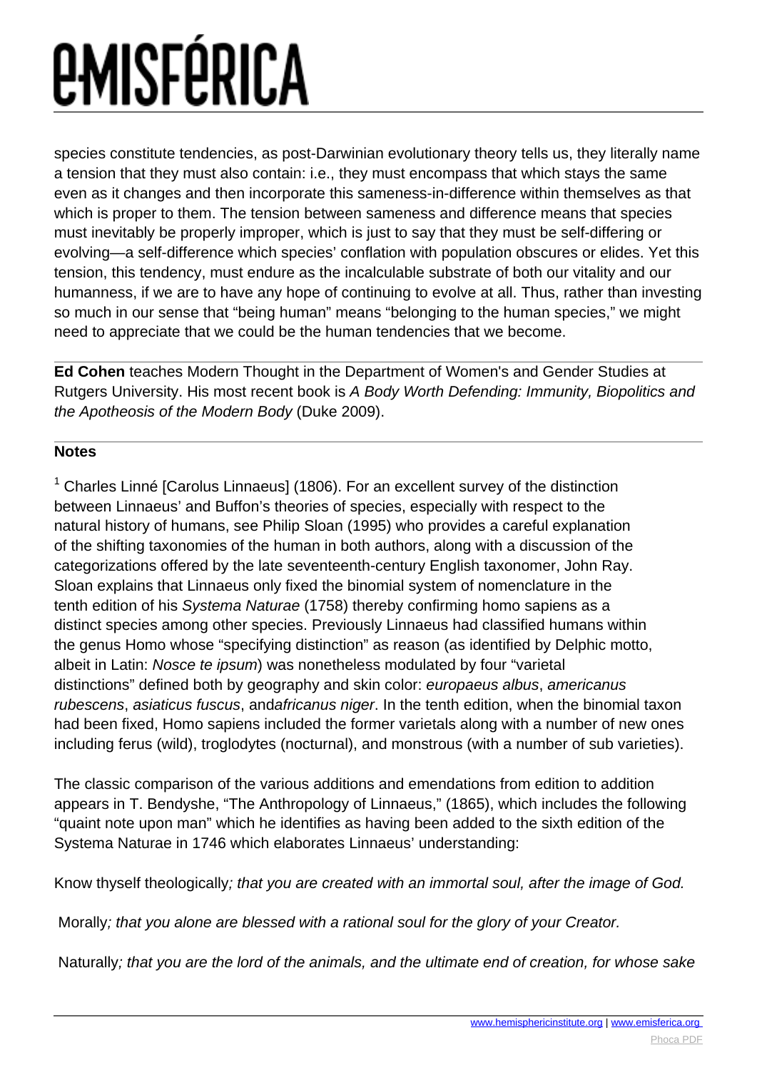species constitute tendencies, as post-Darwinian evolutionary theory tells us, they literally name a tension that they must also contain: i.e., they must encompass that which stays the same even as it changes and then incorporate this sameness-in-difference within themselves as that which is proper to them. The tension between sameness and difference means that species must inevitably be properly improper, which is just to say that they must be self-differing or evolving—a self-difference which species' conflation with population obscures or elides. Yet this tension, this tendency, must endure as the incalculable substrate of both our vitality and our humanness, if we are to have any hope of continuing to evolve at all. Thus, rather than investing so much in our sense that "being human" means "belonging to the human species," we might need to appreciate that we could be the human tendencies that we become.

---

**Ed Cohen** teaches Modern Thought in the Department of Women's and Gender Studies at Rutgers University. His most recent book is *A Body Worth Defending: Immunity, Biopolitics and the Apotheosis of the Modern Body* (Duke 2009).

---

**Notes**

[1] Charles Linné [Carolus Linnaeus] (1806). For an excellent survey of the distinction between Linnaeus' and Buffon's theories of species, especially with respect to the natural history of humans, see Philip Sloan (1995) who provides a careful explanation of the shifting taxonomies of the human in both authors, along with a discussion of the categorizations offered by the late seventeenth-century English taxonomer, John Ray. Sloan explains that Linnaeus only fixed the binomial system of nomenclature in the tenth edition of his *Systema Naturae* (1758) thereby confirming homo sapiens as a distinct species among other species. Previously Linnaeus had classified humans within the genus Homo whose "specifying distinction" as reason (as identified by Delphic motto, albeit in Latin: *Nosce te ipsum*) was nonetheless modulated by four "varietal distinctions" defined both by geography and skin color: *europaeus albus*, *americanus rubescens*, *asiaticus fuscus*, and*africanus niger*. In the tenth edition, when the binomial taxon had been fixed, Homo sapiens included the former varietals along with a number of new ones including ferus (wild), troglodytes (nocturnal), and monstrous (with a number of sub varieties).

The classic comparison of the various additions and emendations from edition to addition appears in T. Bendyshe, "The Anthropology of Linnaeus," (1865), which includes the following "quaint note upon man" which he identifies as having been added to the sixth edition of the Systema Naturae in 1746 which elaborates Linnaeus' understanding:

Know thyself theologically*; that you are created with an immortal soul, after the image of God.*

Morally*; that you alone are blessed with a rational soul for the glory of your Creator.*

Naturally*; that you are the lord of the animals, and the ultimate end of creation, for whose sake*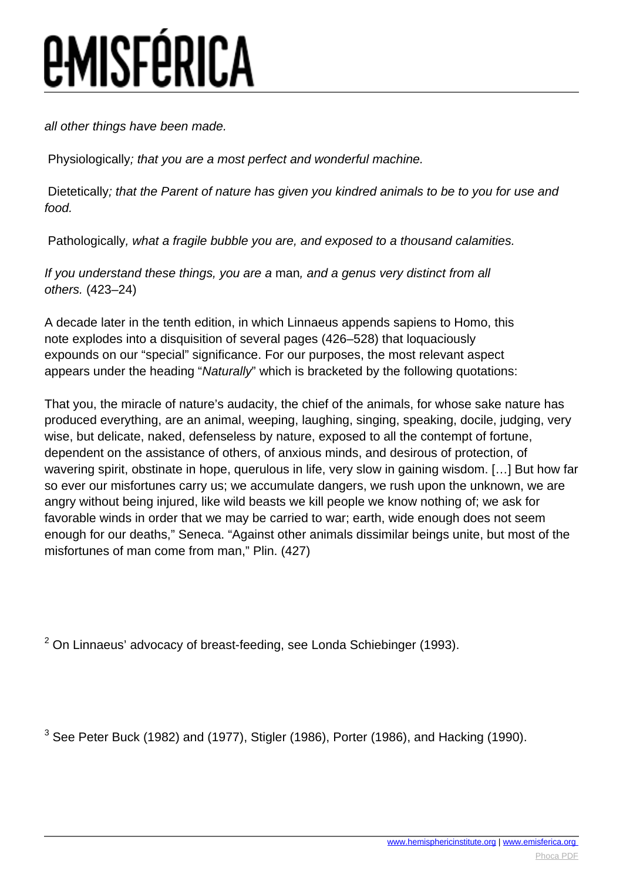*all other things have been made.*

Physiologically*; that you are a most perfect and wonderful machine.*

Dietetically*; that the Parent of nature has given you kindred animals to be to you for use and food.*

Pathologically*, what a fragile bubble you are, and exposed to a thousand calamities.*

*If you understand these things, you are a* man*, and a genus very distinct from all others.* (423–24)

A decade later in the tenth edition, in which Linnaeus appends sapiens to Homo, this note explodes into a disquisition of several pages (426–528) that loquaciously expounds on our "special" significance. For our purposes, the most relevant aspect appears under the heading "*Naturally*" which is bracketed by the following quotations:

That you, the miracle of nature's audacity, the chief of the animals, for whose sake nature has produced everything, are an animal, weeping, laughing, singing, speaking, docile, judging, very wise, but delicate, naked, defenseless by nature, exposed to all the contempt of fortune, dependent on the assistance of others, of anxious minds, and desirous of protection, of wavering spirit, obstinate in hope, querulous in life, very slow in gaining wisdom. […] But how far so ever our misfortunes carry us; we accumulate dangers, we rush upon the unknown, we are angry without being injured, like wild beasts we kill people we know nothing of; we ask for favorable winds in order that we may be carried to war; earth, wide enough does not seem enough for our deaths," Seneca. "Against other animals dissimilar beings unite, but most of the misfortunes of man come from man," Plin. (427)

[2] On Linnaeus' advocacy of breast-feeding, see Londa Schiebinger (1993).

[3] See Peter Buck (1982) and (1977), Stigler (1986), Porter (1986), and Hacking (1990).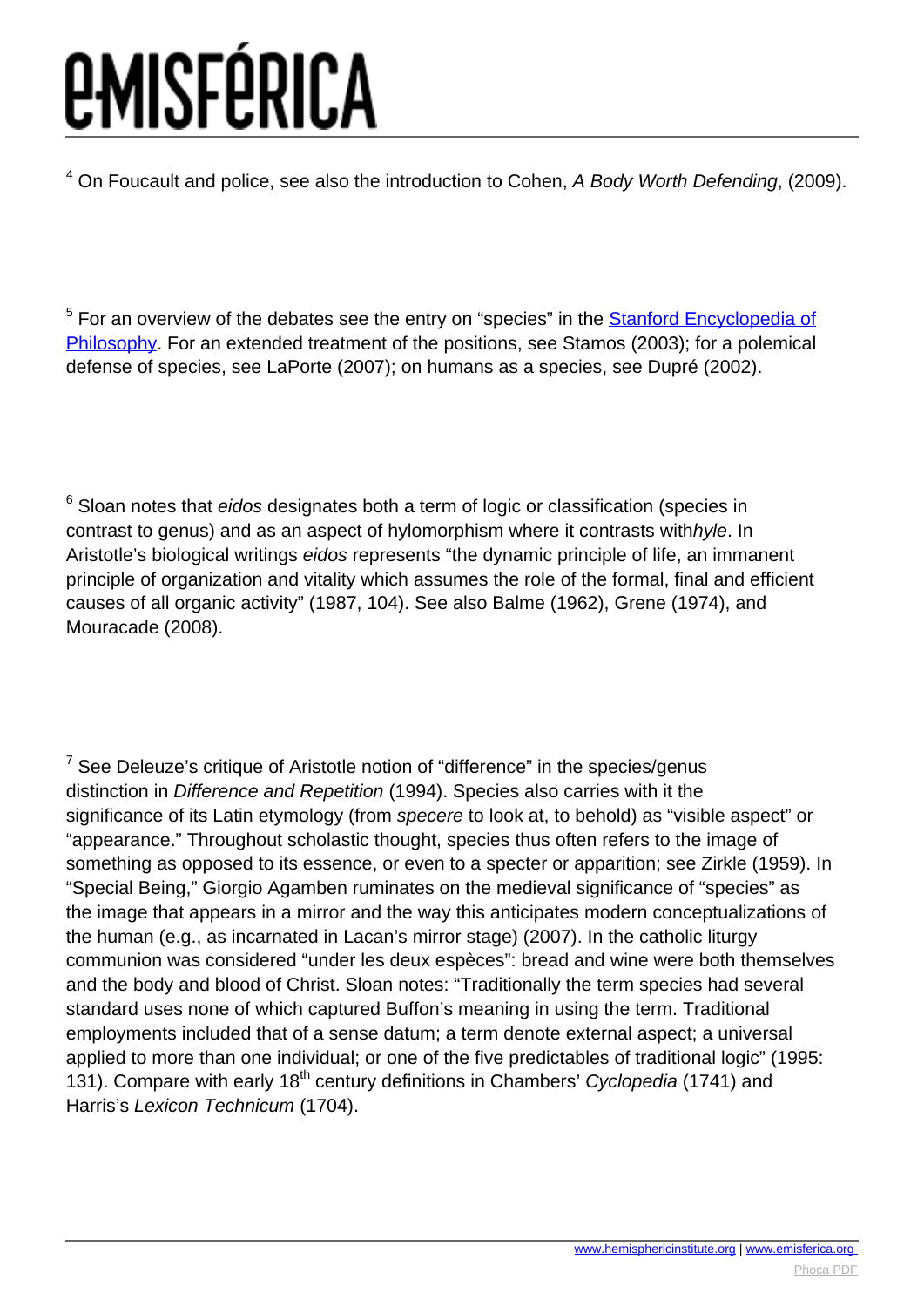[4] On Foucault and police, see also the introduction to Cohen, *A Body Worth Defending*, (2009).

[5] For an overview of the debates see the entry on "species" in the [Stanford Encyclopedia of Philosophy](). For an extended treatment of the positions, see Stamos (2003); for a polemical defense of species, see LaPorte (2007); on humans as a species, see Dupré (2002).

[6] Sloan notes that *eidos* designates both a term of logic or classification (species in contrast to genus) and as an aspect of hylomorphism where it contrasts with*hyle*. In Aristotle's biological writings *eidos* represents "the dynamic principle of life, an immanent principle of organization and vitality which assumes the role of the formal, final and efficient causes of all organic activity" (1987, 104). See also Balme (1962), Grene (1974), and Mouracade (2008).

[7] See Deleuze's critique of Aristotle notion of "difference" in the species/genus distinction in *Difference and Repetition* (1994). Species also carries with it the significance of its Latin etymology (from *specere* to look at, to behold) as "visible aspect" or "appearance." Throughout scholastic thought, species thus often refers to the image of something as opposed to its essence, or even to a specter or apparition; see Zirkle (1959). In "Special Being," Giorgio Agamben ruminates on the medieval significance of "species" as the image that appears in a mirror and the way this anticipates modern conceptualizations of the human (e.g., as incarnated in Lacan's mirror stage) (2007). In the catholic liturgy communion was considered "under les deux espèces": bread and wine were both themselves and the body and blood of Christ. Sloan notes: "Traditionally the term species had several standard uses none of which captured Buffon's meaning in using the term. Traditional employments included that of a sense datum; a term denote external aspect; a universal applied to more than one individual; or one of the five predictables of traditional logic" (1995: 131). Compare with early 18th century definitions in Chambers' *Cyclopedia* (1741) and Harris's *Lexicon Technicum* (1704).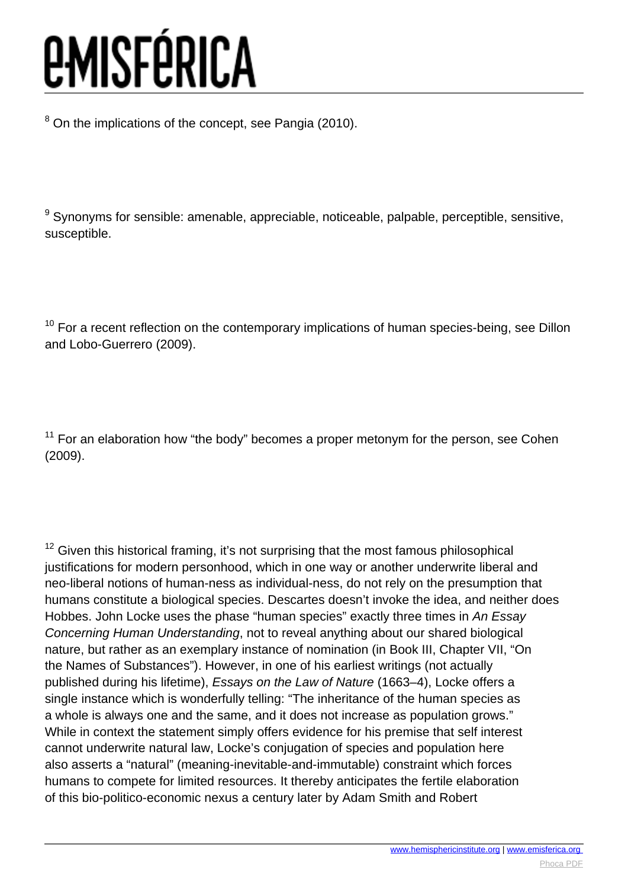[8] On the implications of the concept, see Pangia (2010).

[9] Synonyms for sensible: amenable, appreciable, noticeable, palpable, perceptible, sensitive, susceptible.

[10] For a recent reflection on the contemporary implications of human species-being, see Dillon and Lobo-Guerrero (2009).

[11] For an elaboration how "the body" becomes a proper metonym for the person, see Cohen (2009).

[12] Given this historical framing, it's not surprising that the most famous philosophical justifications for modern personhood, which in one way or another underwrite liberal and neo-liberal notions of human-ness as individual-ness, do not rely on the presumption that humans constitute a biological species. Descartes doesn't invoke the idea, and neither does Hobbes. John Locke uses the phase "human species" exactly three times in *An Essay Concerning Human Understanding*, not to reveal anything about our shared biological nature, but rather as an exemplary instance of nomination (in Book III, Chapter VII, "On the Names of Substances"). However, in one of his earliest writings (not actually published during his lifetime), *Essays on the Law of Nature* (1663–4), Locke offers a single instance which is wonderfully telling: "The inheritance of the human species as a whole is always one and the same, and it does not increase as population grows." While in context the statement simply offers evidence for his premise that self interest cannot underwrite natural law, Locke's conjugation of species and population here also asserts a "natural" (meaning-inevitable-and-immutable) constraint which forces humans to compete for limited resources. It thereby anticipates the fertile elaboration of this bio-politico-economic nexus a century later by Adam Smith and Robert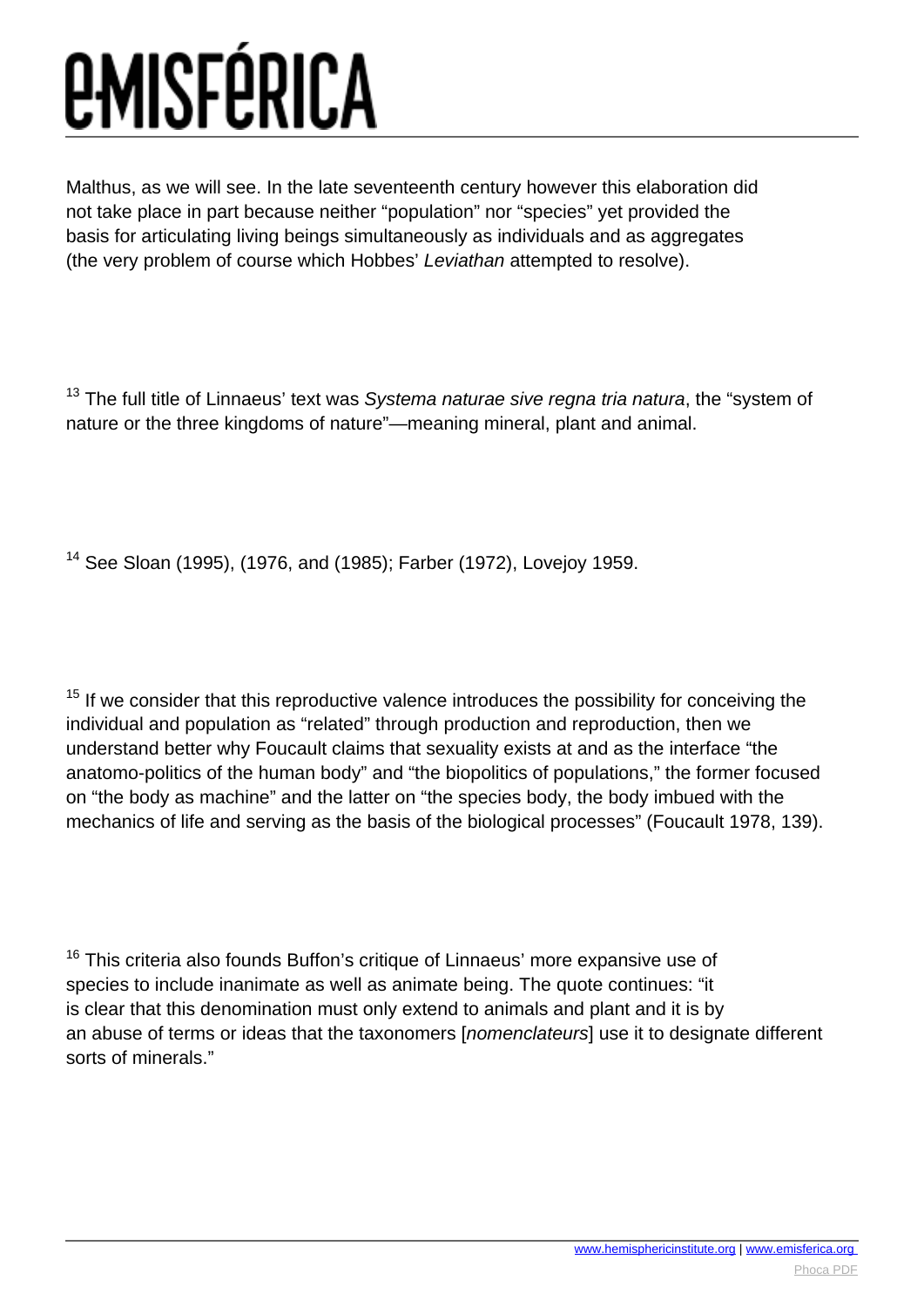Malthus, as we will see. In the late seventeenth century however this elaboration did not take place in part because neither "population" nor "species" yet provided the basis for articulating living beings simultaneously as individuals and as aggregates (the very problem of course which Hobbes' *Leviathan* attempted to resolve).

[13] The full title of Linnaeus' text was *Systema naturae sive regna tria natura*, the "system of nature or the three kingdoms of nature"—meaning mineral, plant and animal.

[14] See Sloan (1995), (1976, and (1985); Farber (1972), Lovejoy 1959.

[15] If we consider that this reproductive valence introduces the possibility for conceiving the individual and population as "related" through production and reproduction, then we understand better why Foucault claims that sexuality exists at and as the interface "the anatomo-politics of the human body" and "the biopolitics of populations," the former focused on "the body as machine" and the latter on "the species body, the body imbued with the mechanics of life and serving as the basis of the biological processes" (Foucault 1978, 139).

[16] This criteria also founds Buffon's critique of Linnaeus' more expansive use of species to include inanimate as well as animate being. The quote continues: "it is clear that this denomination must only extend to animals and plant and it is by an abuse of terms or ideas that the taxonomers [*nomenclateurs*] use it to designate different sorts of minerals."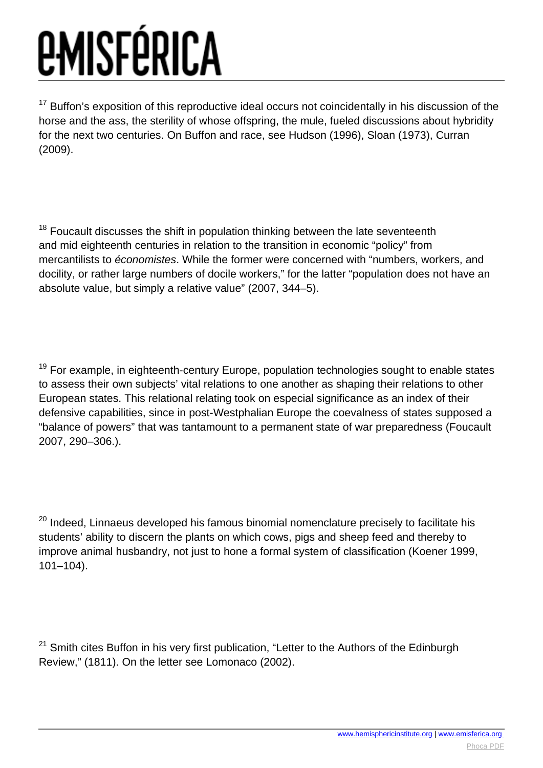[17] Buffon's exposition of this reproductive ideal occurs not coincidentally in his discussion of the horse and the ass, the sterility of whose offspring, the mule, fueled discussions about hybridity for the next two centuries. On Buffon and race, see Hudson (1996), Sloan (1973), Curran (2009).

[18] Foucault discusses the shift in population thinking between the late seventeenth and mid eighteenth centuries in relation to the transition in economic "policy" from mercantilists to *économistes*. While the former were concerned with "numbers, workers, and docility, or rather large numbers of docile workers," for the latter "population does not have an absolute value, but simply a relative value" (2007, 344–5).

[19] For example, in eighteenth-century Europe, population technologies sought to enable states to assess their own subjects' vital relations to one another as shaping their relations to other European states. This relational relating took on especial significance as an index of their defensive capabilities, since in post-Westphalian Europe the coevalness of states supposed a "balance of powers" that was tantamount to a permanent state of war preparedness (Foucault 2007, 290–306.).

[20] Indeed, Linnaeus developed his famous binomial nomenclature precisely to facilitate his students' ability to discern the plants on which cows, pigs and sheep feed and thereby to improve animal husbandry, not just to hone a formal system of classification (Koener 1999, 101–104).

[21] Smith cites Buffon in his very first publication, "Letter to the Authors of the Edinburgh Review," (1811). On the letter see Lomonaco (2002).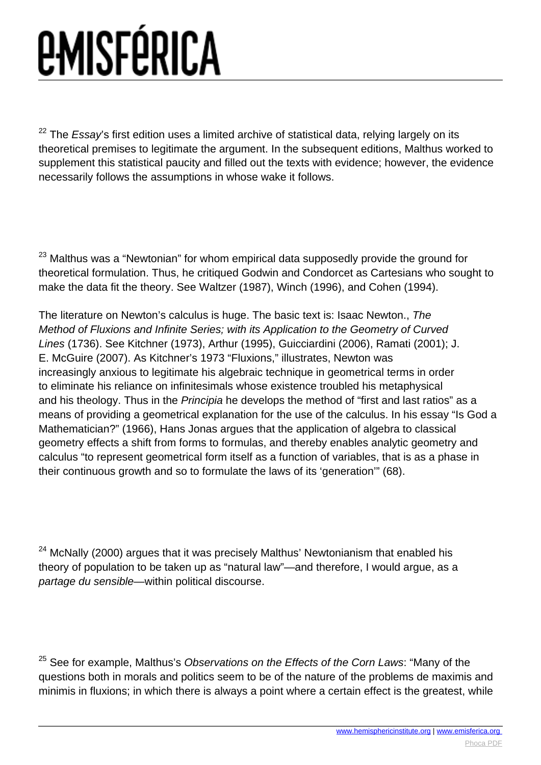[22] The *Essay*'s first edition uses a limited archive of statistical data, relying largely on its theoretical premises to legitimate the argument. In the subsequent editions, Malthus worked to supplement this statistical paucity and filled out the texts with evidence; however, the evidence necessarily follows the assumptions in whose wake it follows.

[23] Malthus was a "Newtonian" for whom empirical data supposedly provide the ground for theoretical formulation. Thus, he critiqued Godwin and Condorcet as Cartesians who sought to make the data fit the theory. See Waltzer (1987), Winch (1996), and Cohen (1994).

The literature on Newton's calculus is huge. The basic text is: Isaac Newton., *The Method of Fluxions and Infinite Series; with its Application to the Geometry of Curved Lines* (1736). See Kitchner (1973), Arthur (1995), Guicciardini (2006), Ramati (2001); J. E. McGuire (2007). As Kitchner's 1973 "Fluxions," illustrates, Newton was increasingly anxious to legitimate his algebraic technique in geometrical terms in order to eliminate his reliance on infinitesimals whose existence troubled his metaphysical and his theology. Thus in the *Principia* he develops the method of "first and last ratios" as a means of providing a geometrical explanation for the use of the calculus. In his essay "Is God a Mathematician?" (1966), Hans Jonas argues that the application of algebra to classical geometry effects a shift from forms to formulas, and thereby enables analytic geometry and calculus "to represent geometrical form itself as a function of variables, that is as a phase in their continuous growth and so to formulate the laws of its 'generation'" (68).

[24] McNally (2000) argues that it was precisely Malthus' Newtonianism that enabled his theory of population to be taken up as "natural law"—and therefore, I would argue, as a *partage du sensible*—within political discourse.

[25] See for example, Malthus's *Observations on the Effects of the Corn Laws*: "Many of the questions both in morals and politics seem to be of the nature of the problems de maximis and minimis in fluxions; in which there is always a point where a certain effect is the greatest, while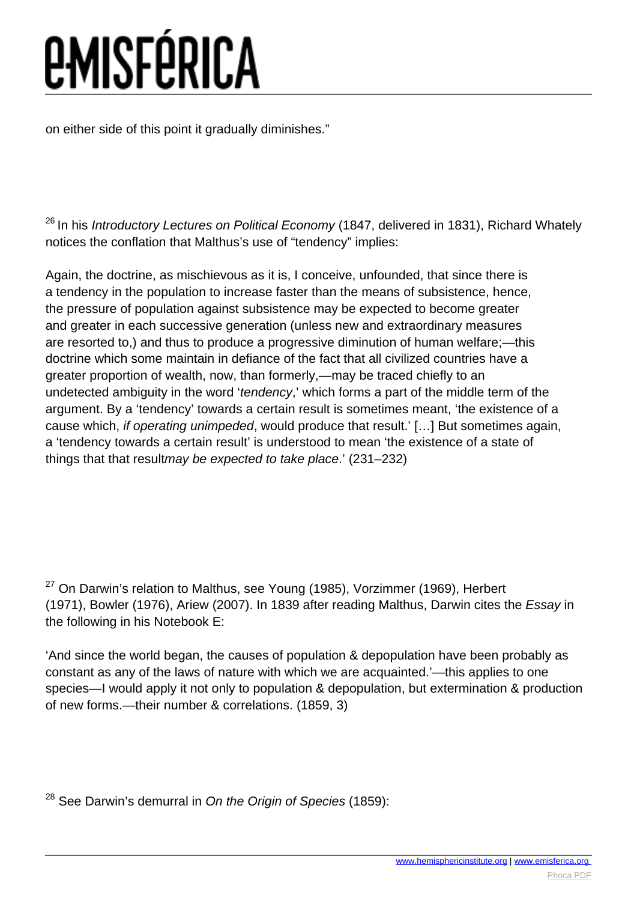on either side of this point it gradually diminishes."

[26] In his *Introductory Lectures on Political Economy* (1847, delivered in 1831), Richard Whately notices the conflation that Malthus's use of "tendency" implies:

Again, the doctrine, as mischievous as it is, I conceive, unfounded, that since there is a tendency in the population to increase faster than the means of subsistence, hence, the pressure of population against subsistence may be expected to become greater and greater in each successive generation (unless new and extraordinary measures are resorted to,) and thus to produce a progressive diminution of human welfare;—this doctrine which some maintain in defiance of the fact that all civilized countries have a greater proportion of wealth, now, than formerly,—may be traced chiefly to an undetected ambiguity in the word '*tendency*,' which forms a part of the middle term of the argument. By a 'tendency' towards a certain result is sometimes meant, 'the existence of a cause which, *if operating unimpeded*, would produce that result.' […] But sometimes again, a 'tendency towards a certain result' is understood to mean 'the existence of a state of things that that result*may be expected to take place*.' (231–232)

[27] On Darwin's relation to Malthus, see Young (1985), Vorzimmer (1969), Herbert (1971), Bowler (1976), Ariew (2007). In 1839 after reading Malthus, Darwin cites the *Essay* in the following in his Notebook E:

'And since the world began, the causes of population & depopulation have been probably as constant as any of the laws of nature with which we are acquainted.'—this applies to one species—I would apply it not only to population & depopulation, but extermination & production of new forms.—their number & correlations. (1859, 3)

[28] See Darwin's demurral in *On the Origin of Species* (1859):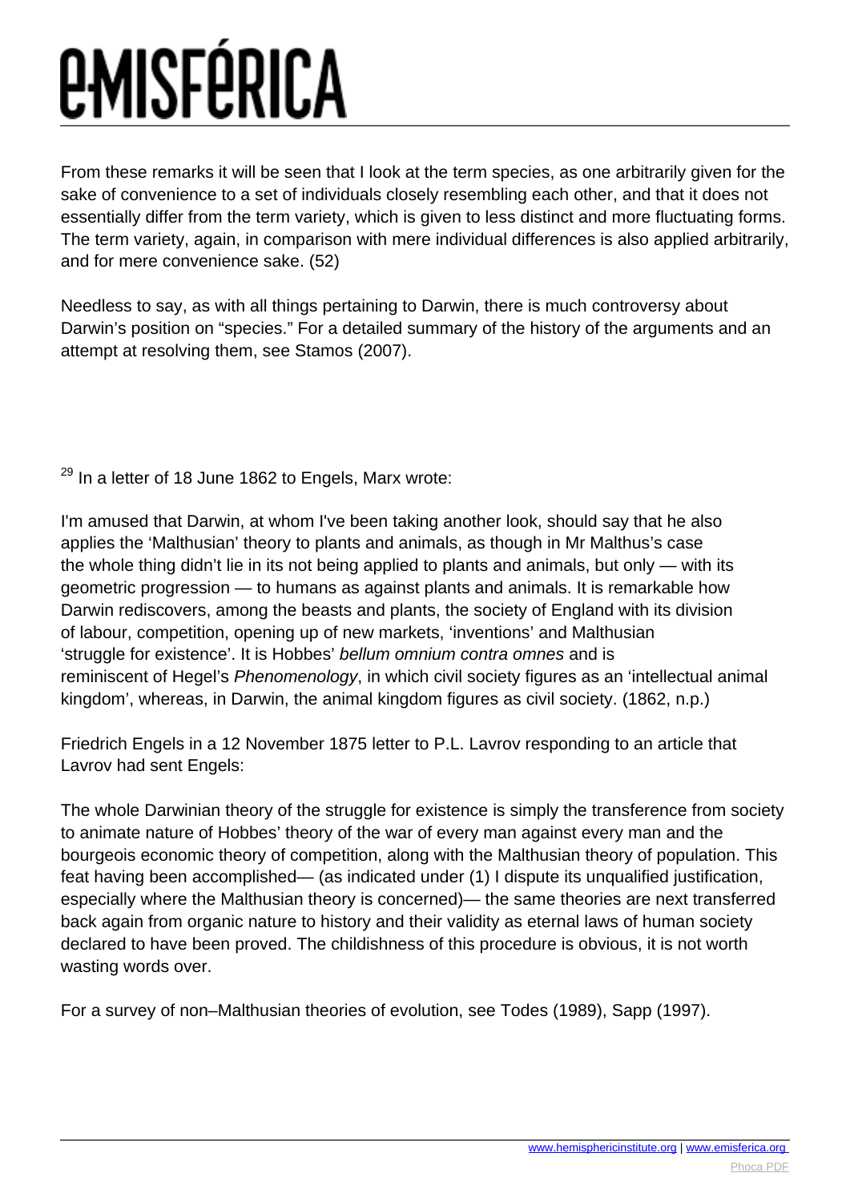From these remarks it will be seen that I look at the term species, as one arbitrarily given for the sake of convenience to a set of individuals closely resembling each other, and that it does not essentially differ from the term variety, which is given to less distinct and more fluctuating forms. The term variety, again, in comparison with mere individual differences is also applied arbitrarily, and for mere convenience sake. (52)

Needless to say, as with all things pertaining to Darwin, there is much controversy about Darwin's position on "species." For a detailed summary of the history of the arguments and an attempt at resolving them, see Stamos (2007).

[29] In a letter of 18 June 1862 to Engels, Marx wrote:

I'm amused that Darwin, at whom I've been taking another look, should say that he also applies the 'Malthusian' theory to plants and animals, as though in Mr Malthus's case the whole thing didn't lie in its not being applied to plants and animals, but only — with its geometric progression — to humans as against plants and animals. It is remarkable how Darwin rediscovers, among the beasts and plants, the society of England with its division of labour, competition, opening up of new markets, 'inventions' and Malthusian 'struggle for existence'. It is Hobbes' *bellum omnium contra omnes* and is reminiscent of Hegel's *Phenomenology*, in which civil society figures as an 'intellectual animal kingdom', whereas, in Darwin, the animal kingdom figures as civil society. (1862, n.p.)

Friedrich Engels in a 12 November 1875 letter to P.L. Lavrov responding to an article that Lavrov had sent Engels:

The whole Darwinian theory of the struggle for existence is simply the transference from society to animate nature of Hobbes' theory of the war of every man against every man and the bourgeois economic theory of competition, along with the Malthusian theory of population. This feat having been accomplished— (as indicated under (1) I dispute its unqualified justification, especially where the Malthusian theory is concerned)— the same theories are next transferred back again from organic nature to history and their validity as eternal laws of human society declared to have been proved. The childishness of this procedure is obvious, it is not worth wasting words over.

For a survey of non–Malthusian theories of evolution, see Todes (1989), Sapp (1997).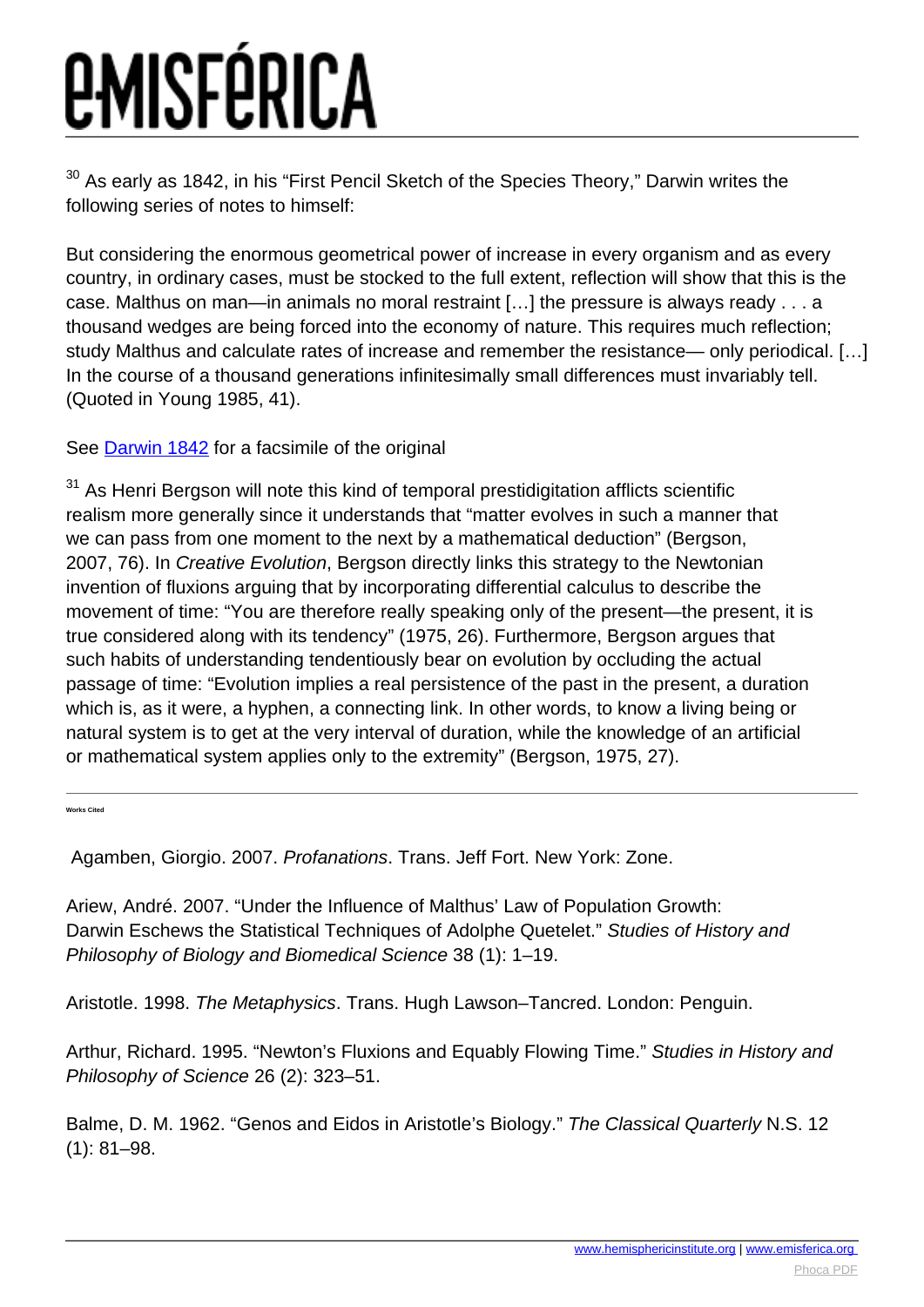[30] As early as 1842, in his "First Pencil Sketch of the Species Theory," Darwin writes the following series of notes to himself:

But considering the enormous geometrical power of increase in every organism and as every country, in ordinary cases, must be stocked to the full extent, reflection will show that this is the case. Malthus on man—in animals no moral restraint […] the pressure is always ready . . . a thousand wedges are being forced into the economy of nature. This requires much reflection; study Malthus and calculate rates of increase and remember the resistance— only periodical. […] In the course of a thousand generations infinitesimally small differences must invariably tell. (Quoted in Young 1985, 41).

See Darwin 1842 for a facsimile of the original

[31] As Henri Bergson will note this kind of temporal prestidigitation afflicts scientific realism more generally since it understands that "matter evolves in such a manner that we can pass from one moment to the next by a mathematical deduction" (Bergson, 2007, 76). In *Creative Evolution*, Bergson directly links this strategy to the Newtonian invention of fluxions arguing that by incorporating differential calculus to describe the movement of time: "You are therefore really speaking only of the present—the present, it is true considered along with its tendency" (1975, 26). Furthermore, Bergson argues that such habits of understanding tendentiously bear on evolution by occluding the actual passage of time: "Evolution implies a real persistence of the past in the present, a duration which is, as it were, a hyphen, a connecting link. In other words, to know a living being or natural system is to get at the very interval of duration, while the knowledge of an artificial or mathematical system applies only to the extremity" (Bergson, 1975, 27).

---

**Works Cited**

Agamben, Giorgio. 2007. *Profanations*. Trans. Jeff Fort. New York: Zone.

Ariew, André. 2007. "Under the Influence of Malthus' Law of Population Growth: Darwin Eschews the Statistical Techniques of Adolphe Quetelet." *Studies of History and Philosophy of Biology and Biomedical Science* 38 (1): 1–19.

Aristotle. 1998. *The Metaphysics*. Trans. Hugh Lawson–Tancred. London: Penguin.

Arthur, Richard. 1995. "Newton's Fluxions and Equably Flowing Time." *Studies in History and Philosophy of Science* 26 (2): 323–51.

Balme, D. M. 1962. "Genos and Eidos in Aristotle's Biology." *The Classical Quarterly* N.S. 12 (1): 81–98.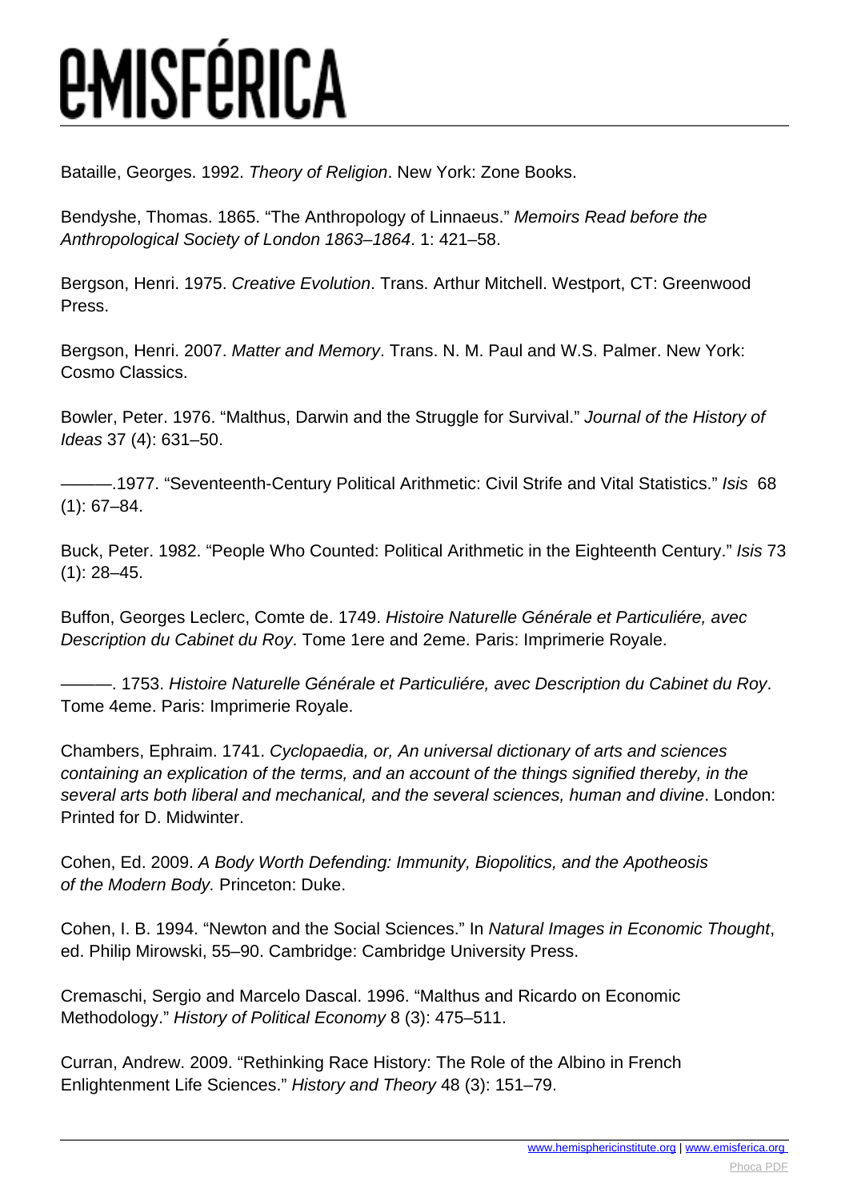Bataille, Georges. 1992. *Theory of Religion*. New York: Zone Books.

Bendyshe, Thomas. 1865. "The Anthropology of Linnaeus." *Memoirs Read before the Anthropological Society of London 1863–1864*. 1: 421–58.

Bergson, Henri. 1975. *Creative Evolution*. Trans. Arthur Mitchell. Westport, CT: Greenwood Press.

Bergson, Henri. 2007. *Matter and Memory*. Trans. N. M. Paul and W.S. Palmer. New York: Cosmo Classics.

Bowler, Peter. 1976. "Malthus, Darwin and the Struggle for Survival." *Journal of the History of Ideas* 37 (4): 631–50.

———.1977. "Seventeenth-Century Political Arithmetic: Civil Strife and Vital Statistics." *Isis* 68 (1): 67–84.

Buck, Peter. 1982. "People Who Counted: Political Arithmetic in the Eighteenth Century." *Isis* 73 (1): 28–45.

Buffon, Georges Leclerc, Comte de. 1749. *Histoire Naturelle Générale et Particuliére, avec Description du Cabinet du Roy*. Tome 1ere and 2eme. Paris: Imprimerie Royale.

———. 1753. *Histoire Naturelle Générale et Particuliére, avec Description du Cabinet du Roy*. Tome 4eme. Paris: Imprimerie Royale.

Chambers, Ephraim. 1741. *Cyclopaedia, or, An universal dictionary of arts and sciences containing an explication of the terms, and an account of the things signified thereby, in the several arts both liberal and mechanical, and the several sciences, human and divine*. London: Printed for D. Midwinter.

Cohen, Ed. 2009. *A Body Worth Defending: Immunity, Biopolitics, and the Apotheosis of the Modern Body.* Princeton: Duke.

Cohen, I. B. 1994. "Newton and the Social Sciences." In *Natural Images in Economic Thought*, ed. Philip Mirowski, 55–90. Cambridge: Cambridge University Press.

Cremaschi, Sergio and Marcelo Dascal. 1996. "Malthus and Ricardo on Economic Methodology." *History of Political Economy* 8 (3): 475–511.

Curran, Andrew. 2009. "Rethinking Race History: The Role of the Albino in French Enlightenment Life Sciences." *History and Theory* 48 (3): 151–79.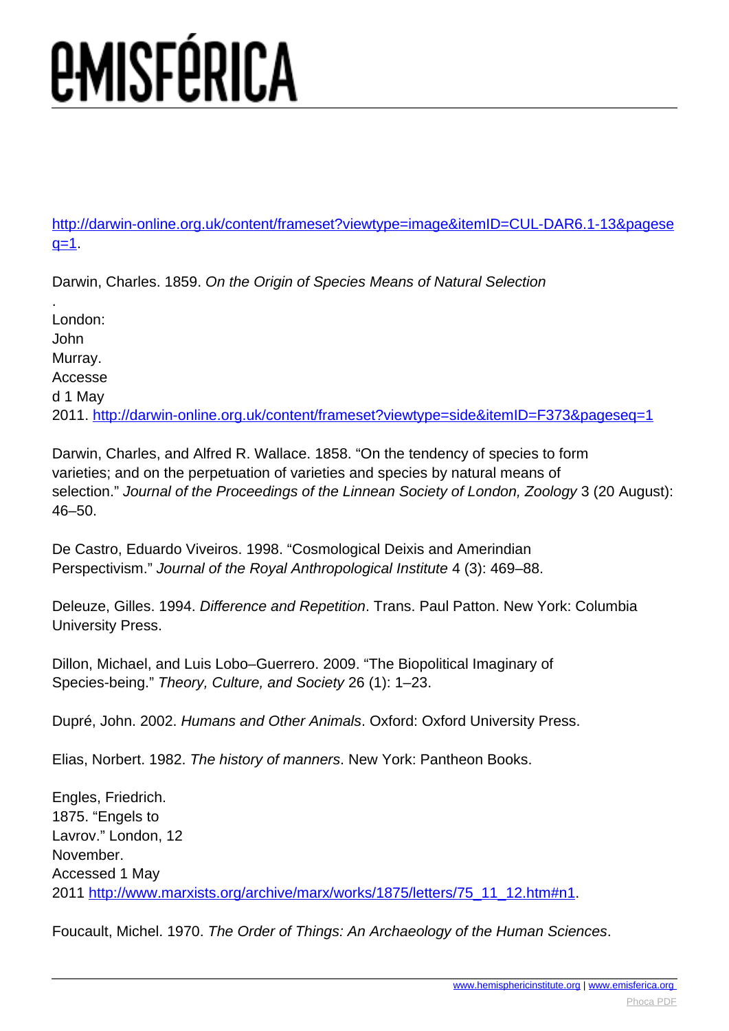http://darwin-online.org.uk/content/frameset?viewtype=image&itemID=CUL-DAR6.1-13&pageseq=1.

Darwin, Charles. 1859. *On the Origin of Species Means of Natural Selection*. London: John Murray. Accessed 1 May 2011. http://darwin-online.org.uk/content/frameset?viewtype=side&itemID=F373&pageseq=1

Darwin, Charles, and Alfred R. Wallace. 1858. "On the tendency of species to form varieties; and on the perpetuation of varieties and species by natural means of selection." *Journal of the Proceedings of the Linnean Society of London, Zoology* 3 (20 August): 46–50.

De Castro, Eduardo Viveiros. 1998. "Cosmological Deixis and Amerindian Perspectivism." *Journal of the Royal Anthropological Institute* 4 (3): 469–88.

Deleuze, Gilles. 1994. *Difference and Repetition*. Trans. Paul Patton. New York: Columbia University Press.

Dillon, Michael, and Luis Lobo–Guerrero. 2009. "The Biopolitical Imaginary of Species-being." *Theory, Culture, and Society* 26 (1): 1–23.

Dupré, John. 2002. *Humans and Other Animals*. Oxford: Oxford University Press.

Elias, Norbert. 1982. *The history of manners*. New York: Pantheon Books.

Engles, Friedrich. 1875. "Engels to Lavrov." London, 12 November. Accessed 1 May 2011 http://www.marxists.org/archive/marx/works/1875/letters/75_11_12.htm#n1.

Foucault, Michel. 1970. *The Order of Things: An Archaeology of the Human Sciences*.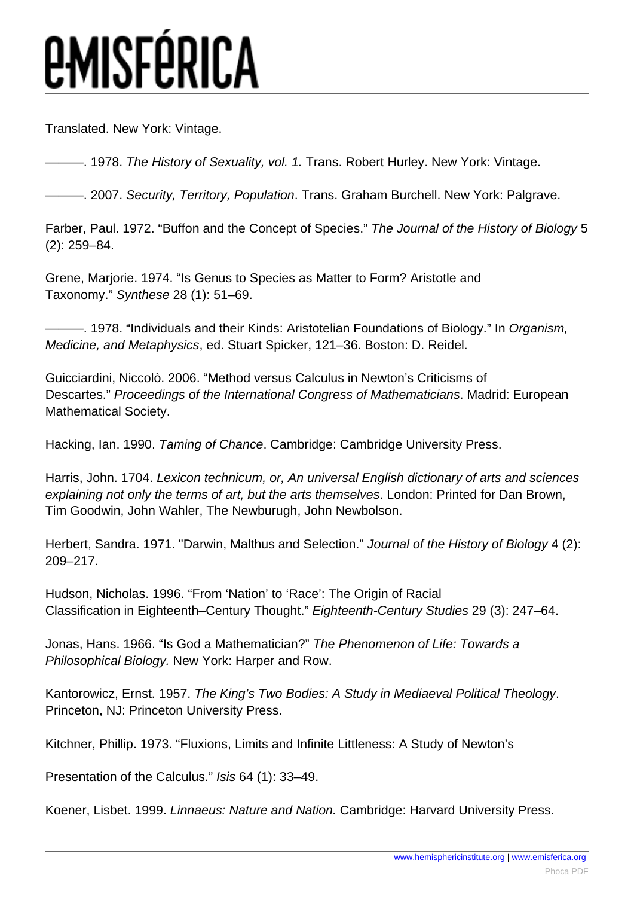Translated. New York: Vintage.

———. 1978. *The History of Sexuality, vol. 1.* Trans. Robert Hurley. New York: Vintage.

———. 2007. *Security, Territory, Population*. Trans. Graham Burchell. New York: Palgrave.

Farber, Paul. 1972. "Buffon and the Concept of Species." *The Journal of the History of Biology* 5 (2): 259–84.

Grene, Marjorie. 1974. "Is Genus to Species as Matter to Form? Aristotle and Taxonomy." *Synthese* 28 (1): 51–69.

———. 1978. "Individuals and their Kinds: Aristotelian Foundations of Biology." In *Organism, Medicine, and Metaphysics*, ed. Stuart Spicker, 121–36. Boston: D. Reidel.

Guicciardini, Niccolò. 2006. "Method versus Calculus in Newton's Criticisms of Descartes." *Proceedings of the International Congress of Mathematicians*. Madrid: European Mathematical Society.

Hacking, Ian. 1990. *Taming of Chance*. Cambridge: Cambridge University Press.

Harris, John. 1704. *Lexicon technicum, or, An universal English dictionary of arts and sciences explaining not only the terms of art, but the arts themselves*. London: Printed for Dan Brown, Tim Goodwin, John Wahler, The Newburugh, John Newbolson.

Herbert, Sandra. 1971. "Darwin, Malthus and Selection." *Journal of the History of Biology* 4 (2): 209–217.

Hudson, Nicholas. 1996. "From 'Nation' to 'Race': The Origin of Racial Classification in Eighteenth–Century Thought." *Eighteenth-Century Studies* 29 (3): 247–64.

Jonas, Hans. 1966. "Is God a Mathematician?" *The Phenomenon of Life: Towards a Philosophical Biology.* New York: Harper and Row.

Kantorowicz, Ernst. 1957. *The King's Two Bodies: A Study in Mediaeval Political Theology*. Princeton, NJ: Princeton University Press.

Kitchner, Phillip. 1973. "Fluxions, Limits and Infinite Littleness: A Study of Newton's

Presentation of the Calculus." *Isis* 64 (1): 33–49.

Koener, Lisbet. 1999. *Linnaeus: Nature and Nation.* Cambridge: Harvard University Press.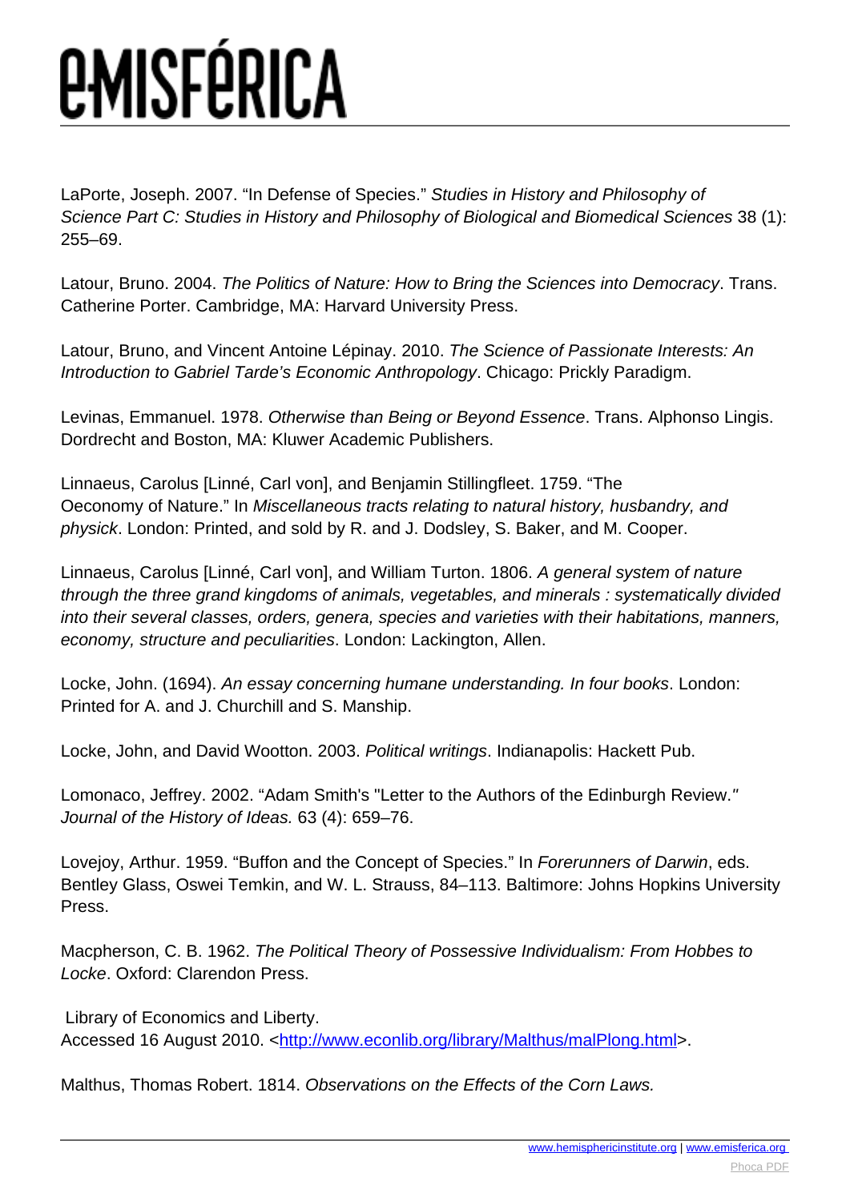LaPorte, Joseph. 2007. “In Defense of Species.” *Studies in History and Philosophy of Science Part C: Studies in History and Philosophy of Biological and Biomedical Sciences* 38 (1): 255–69.

Latour, Bruno. 2004. *The Politics of Nature: How to Bring the Sciences into Democracy*. Trans. Catherine Porter. Cambridge, MA: Harvard University Press.

Latour, Bruno, and Vincent Antoine Lépinay. 2010. *The Science of Passionate Interests: An Introduction to Gabriel Tarde's Economic Anthropology*. Chicago: Prickly Paradigm.

Levinas, Emmanuel. 1978. *Otherwise than Being or Beyond Essence*. Trans. Alphonso Lingis. Dordrecht and Boston, MA: Kluwer Academic Publishers.

Linnaeus, Carolus [Linné, Carl von], and Benjamin Stillingfleet. 1759. “The Oeconomy of Nature.” In *Miscellaneous tracts relating to natural history, husbandry, and physick*. London: Printed, and sold by R. and J. Dodsley, S. Baker, and M. Cooper.

Linnaeus, Carolus [Linné, Carl von], and William Turton. 1806. *A general system of nature through the three grand kingdoms of animals, vegetables, and minerals : systematically divided into their several classes, orders, genera, species and varieties with their habitations, manners, economy, structure and peculiarities*. London: Lackington, Allen.

Locke, John. (1694). *An essay concerning humane understanding. In four books*. London: Printed for A. and J. Churchill and S. Manship.

Locke, John, and David Wootton. 2003. *Political writings*. Indianapolis: Hackett Pub.

Lomonaco, Jeffrey. 2002. “Adam Smith's "Letter to the Authors of the Edinburgh Review." *Journal of the History of Ideas.* 63 (4): 659–76.

Lovejoy, Arthur. 1959. “Buffon and the Concept of Species.” In *Forerunners of Darwin*, eds. Bentley Glass, Oswei Temkin, and W. L. Strauss, 84–113. Baltimore: Johns Hopkins University Press.

Macpherson, C. B. 1962. *The Political Theory of Possessive Individualism: From Hobbes to Locke*. Oxford: Clarendon Press.

Library of Economics and Liberty. Accessed 16 August 2010. <http://www.econlib.org/library/Malthus/malPlong.html>.

Malthus, Thomas Robert. 1814. *Observations on the Effects of the Corn Laws.*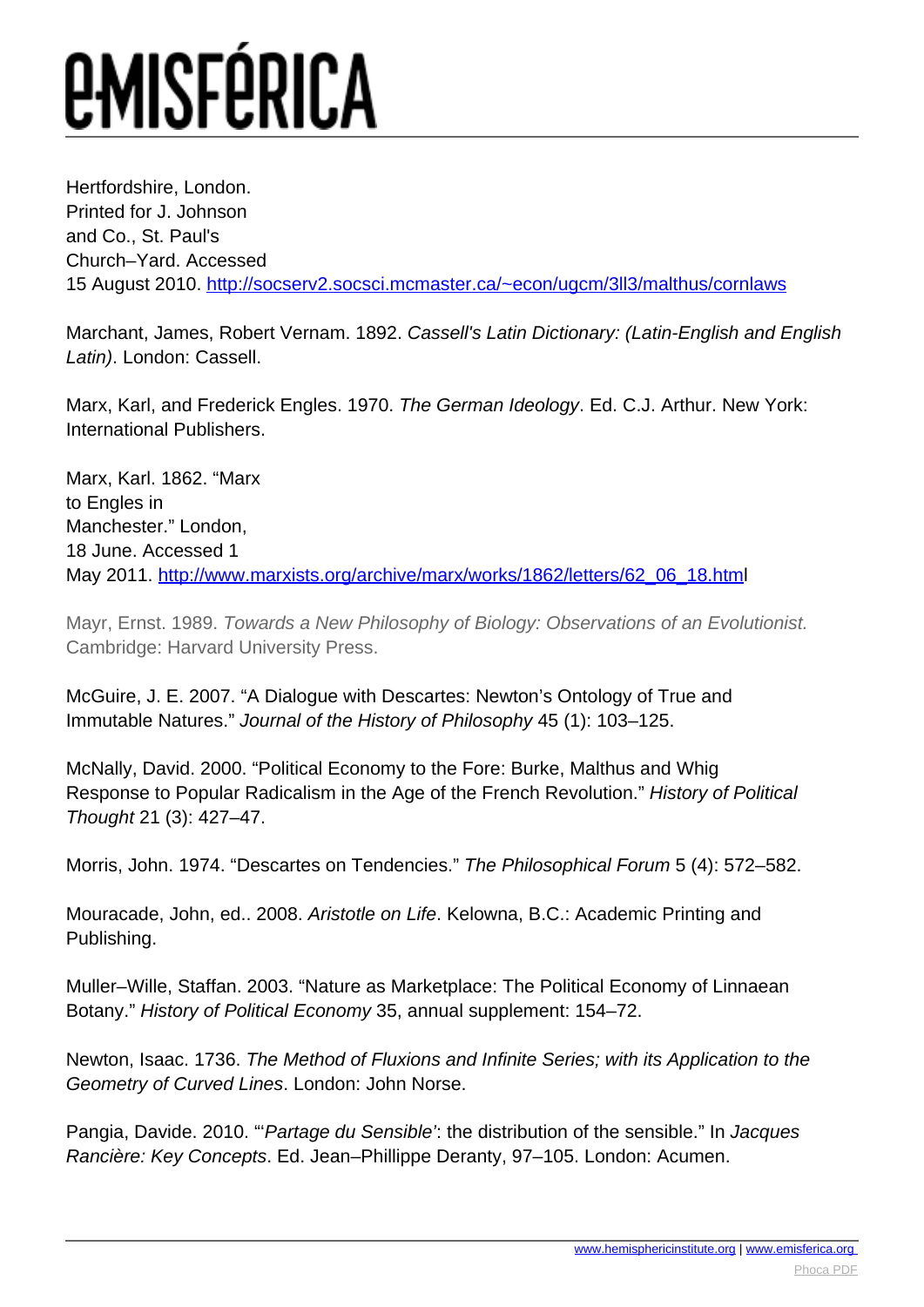Hertfordshire, London. Printed for J. Johnson and Co., St. Paul's Church–Yard. Accessed 15 August 2010. http://socserv2.socsci.mcmaster.ca/~econ/ugcm/3ll3/malthus/cornlaws

Marchant, James, Robert Vernam. 1892. *Cassell's Latin Dictionary: (Latin-English and English Latin)*. London: Cassell.

Marx, Karl, and Frederick Engles. 1970. *The German Ideology*. Ed. C.J. Arthur. New York: International Publishers.

Marx, Karl. 1862. "Marx to Engles in Manchester." London, 18 June. Accessed 1 May 2011. http://www.marxists.org/archive/marx/works/1862/letters/62_06_18.html

Mayr, Ernst. 1989. *Towards a New Philosophy of Biology: Observations of an Evolutionist.* Cambridge: Harvard University Press.

McGuire, J. E. 2007. "A Dialogue with Descartes: Newton's Ontology of True and Immutable Natures." *Journal of the History of Philosophy* 45 (1): 103–125.

McNally, David. 2000. "Political Economy to the Fore: Burke, Malthus and Whig Response to Popular Radicalism in the Age of the French Revolution." *History of Political Thought* 21 (3): 427–47.

Morris, John. 1974. "Descartes on Tendencies." *The Philosophical Forum* 5 (4): 572–582.

Mouracade, John, ed.. 2008. *Aristotle on Life*. Kelowna, B.C.: Academic Printing and Publishing.

Muller–Wille, Staffan. 2003. "Nature as Marketplace: The Political Economy of Linnaean Botany." *History of Political Economy* 35, annual supplement: 154–72.

Newton, Isaac. 1736. *The Method of Fluxions and Infinite Series; with its Application to the Geometry of Curved Lines*. London: John Norse.

Pangia, Davide. 2010. "'*Partage du Sensible'*: the distribution of the sensible." In *Jacques Rancière: Key Concepts*. Ed. Jean–Phillippe Deranty, 97–105. London: Acumen.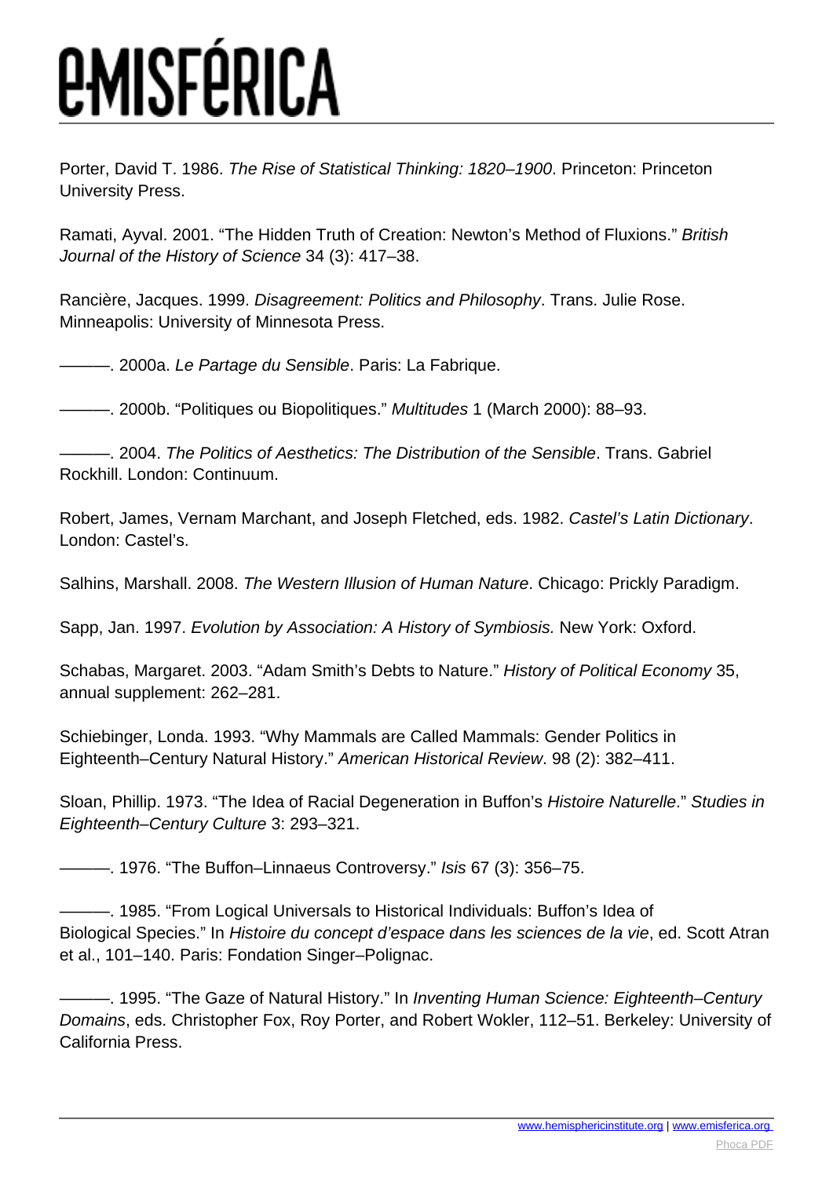Porter, David T. 1986. *The Rise of Statistical Thinking: 1820–1900*. Princeton: Princeton University Press.

Ramati, Ayval. 2001. "The Hidden Truth of Creation: Newton's Method of Fluxions." *British Journal of the History of Science* 34 (3): 417–38.

Rancière, Jacques. 1999. *Disagreement: Politics and Philosophy*. Trans. Julie Rose. Minneapolis: University of Minnesota Press.

———. 2000a. *Le Partage du Sensible*. Paris: La Fabrique.

———. 2000b. "Politiques ou Biopolitiques." *Multitudes* 1 (March 2000): 88–93.

———. 2004. *The Politics of Aesthetics: The Distribution of the Sensible*. Trans. Gabriel Rockhill. London: Continuum.

Robert, James, Vernam Marchant, and Joseph Fletched, eds. 1982. *Castel's Latin Dictionary*. London: Castel's.

Salhins, Marshall. 2008. *The Western Illusion of Human Nature*. Chicago: Prickly Paradigm.

Sapp, Jan. 1997. *Evolution by Association: A History of Symbiosis.* New York: Oxford.

Schabas, Margaret. 2003. "Adam Smith's Debts to Nature." *History of Political Economy* 35, annual supplement: 262–281.

Schiebinger, Londa. 1993. "Why Mammals are Called Mammals: Gender Politics in Eighteenth–Century Natural History." *American Historical Review*. 98 (2): 382–411.

Sloan, Phillip. 1973. "The Idea of Racial Degeneration in Buffon's *Histoire Naturelle*." *Studies in Eighteenth–Century Culture* 3: 293–321.

———. 1976. "The Buffon–Linnaeus Controversy." *Isis* 67 (3): 356–75.

———. 1985. "From Logical Universals to Historical Individuals: Buffon's Idea of Biological Species." In *Histoire du concept d'espace dans les sciences de la vie*, ed. Scott Atran et al., 101–140. Paris: Fondation Singer–Polignac.

———. 1995. "The Gaze of Natural History." In *Inventing Human Science: Eighteenth–Century Domains*, eds. Christopher Fox, Roy Porter, and Robert Wokler, 112–51. Berkeley: University of California Press.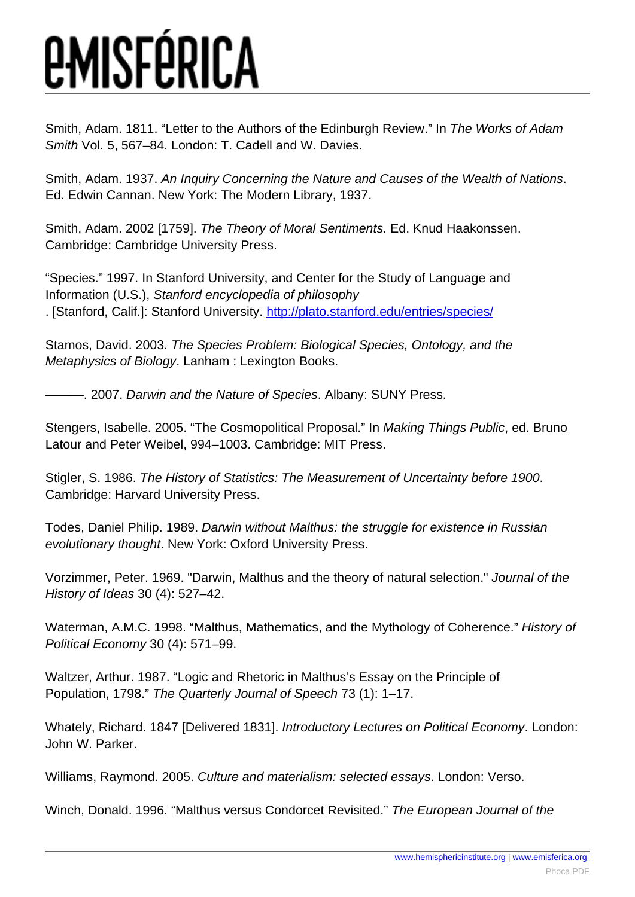Smith, Adam. 1811. “Letter to the Authors of the Edinburgh Review.” In *The Works of Adam Smith* Vol. 5, 567–84. London: T. Cadell and W. Davies.

Smith, Adam. 1937. *An Inquiry Concerning the Nature and Causes of the Wealth of Nations*. Ed. Edwin Cannan. New York: The Modern Library, 1937.

Smith, Adam. 2002 [1759]. *The Theory of Moral Sentiments*. Ed. Knud Haakonssen. Cambridge: Cambridge University Press.

“Species.” 1997. In Stanford University, and Center for the Study of Language and Information (U.S.), *Stanford encyclopedia of philosophy*. [Stanford, Calif.]: Stanford University. http://plato.stanford.edu/entries/species/

Stamos, David. 2003. *The Species Problem: Biological Species, Ontology, and the Metaphysics of Biology*. Lanham : Lexington Books.

———. 2007. *Darwin and the Nature of Species*. Albany: SUNY Press.

Stengers, Isabelle. 2005. “The Cosmopolitical Proposal.” In *Making Things Public*, ed. Bruno Latour and Peter Weibel, 994–1003. Cambridge: MIT Press.

Stigler, S. 1986. *The History of Statistics: The Measurement of Uncertainty before 1900*. Cambridge: Harvard University Press.

Todes, Daniel Philip. 1989. *Darwin without Malthus: the struggle for existence in Russian evolutionary thought*. New York: Oxford University Press.

Vorzimmer, Peter. 1969. "Darwin, Malthus and the theory of natural selection." *Journal of the History of Ideas* 30 (4): 527–42.

Waterman, A.M.C. 1998. “Malthus, Mathematics, and the Mythology of Coherence.” *History of Political Economy* 30 (4): 571–99.

Waltzer, Arthur. 1987. “Logic and Rhetoric in Malthus’s Essay on the Principle of Population, 1798.” *The Quarterly Journal of Speech* 73 (1): 1–17.

Whately, Richard. 1847 [Delivered 1831]. *Introductory Lectures on Political Economy*. London: John W. Parker.

Williams, Raymond. 2005. *Culture and materialism: selected essays*. London: Verso.

Winch, Donald. 1996. “Malthus versus Condorcet Revisited.” *The European Journal of the*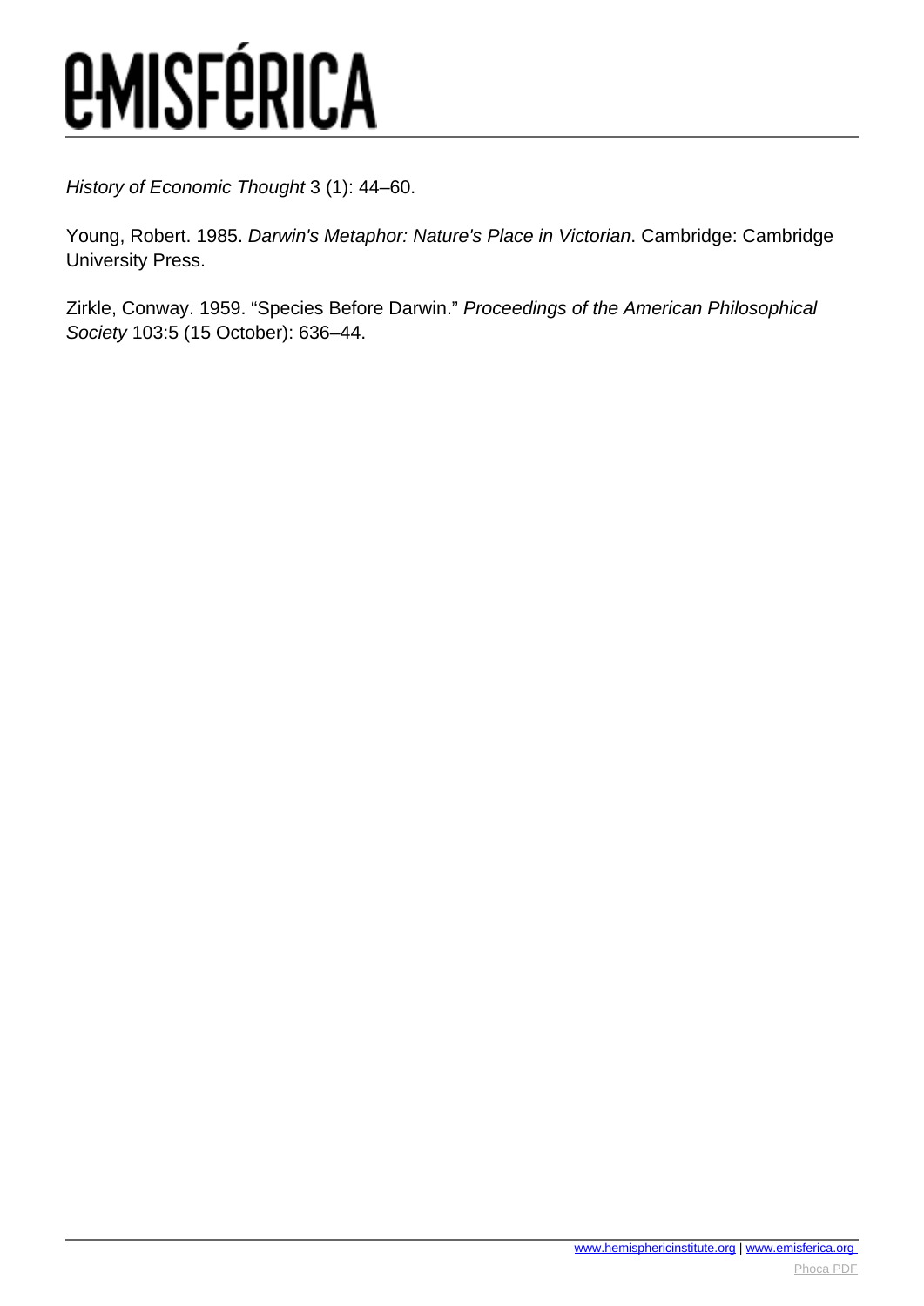*History of Economic Thought* 3 (1): 44–60.

Young, Robert. 1985. *Darwin's Metaphor: Nature's Place in Victorian*. Cambridge: Cambridge University Press.

Zirkle, Conway. 1959. "Species Before Darwin." *Proceedings of the American Philosophical Society* 103:5 (15 October): 636–44.